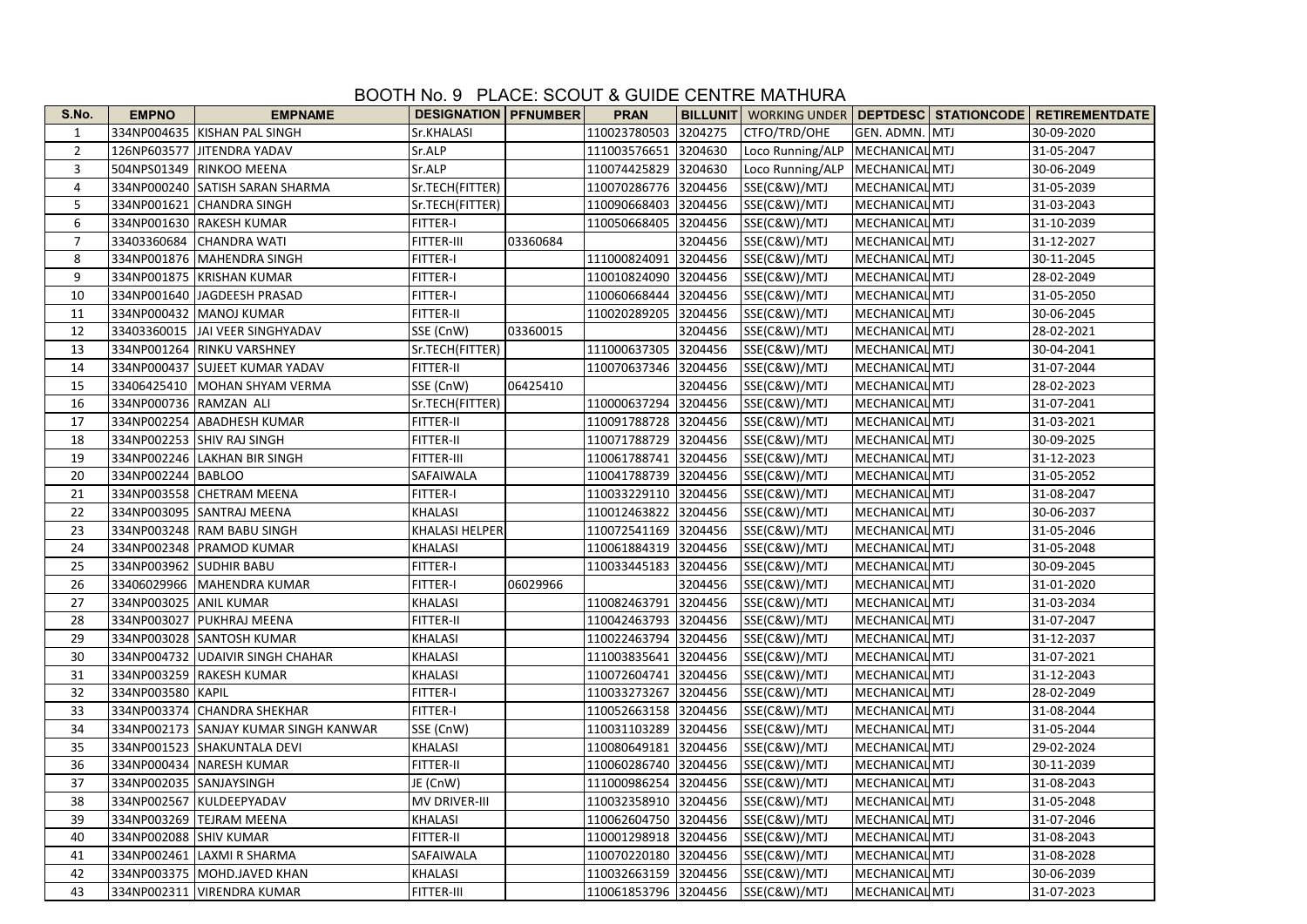# BOOTH No. 9 PLACE: SCOUT & GUIDE CENTRE MATHURA

| S.No. | EMPNO | EMPNAME | DESIGNATION | PFNUMBER | PRAN | BILLUNIT | WORKING UNDER | DEPTDESC | STATIONCODE | RETIREMENTDATE |
|---|---|---|---|---|---|---|---|---|---|---|
| 1 | 334NP004635 | KISHAN PAL SINGH | Sr.KHALASI | | 110023780503 | 3204275 | CTFO/TRD/OHE | GEN. ADMN. | MTJ | 30-09-2020 |
| 2 | 126NP603577 | JITENDRA YADAV | Sr.ALP | | 111003576651 | 3204630 | Loco Running/ALP | MECHANICAL | MTJ | 31-05-2047 |
| 3 | 504NPS01349 | RINKOO MEENA | Sr.ALP | | 110074425829 | 3204630 | Loco Running/ALP | MECHANICAL | MTJ | 30-06-2049 |
| 4 | 334NP000240 | SATISH SARAN SHARMA | Sr.TECH(FITTER) | | 110070286776 | 3204456 | SSE(C&W)/MTJ | MECHANICAL | MTJ | 31-05-2039 |
| 5 | 334NP001621 | CHANDRA SINGH | Sr.TECH(FITTER) | | 110090668403 | 3204456 | SSE(C&W)/MTJ | MECHANICAL | MTJ | 31-03-2043 |
| 6 | 334NP001630 | RAKESH KUMAR | FITTER-I | | 110050668405 | 3204456 | SSE(C&W)/MTJ | MECHANICAL | MTJ | 31-10-2039 |
| 7 | 33403360684 | CHANDRA WATI | FITTER-III | 03360684 | | 3204456 | SSE(C&W)/MTJ | MECHANICAL | MTJ | 31-12-2027 |
| 8 | 334NP001876 | MAHENDRA SINGH | FITTER-I | | 111000824091 | 3204456 | SSE(C&W)/MTJ | MECHANICAL | MTJ | 30-11-2045 |
| 9 | 334NP001875 | KRISHAN KUMAR | FITTER-I | | 110010824090 | 3204456 | SSE(C&W)/MTJ | MECHANICAL | MTJ | 28-02-2049 |
| 10 | 334NP001640 | JAGDEESH PRASAD | FITTER-I | | 110060668444 | 3204456 | SSE(C&W)/MTJ | MECHANICAL | MTJ | 31-05-2050 |
| 11 | 334NP000432 | MANOJ KUMAR | FITTER-II | | 110020289205 | 3204456 | SSE(C&W)/MTJ | MECHANICAL | MTJ | 30-06-2045 |
| 12 | 33403360015 | JAI VEER SINGHYADAV | SSE (CnW) | 03360015 | | 3204456 | SSE(C&W)/MTJ | MECHANICAL | MTJ | 28-02-2021 |
| 13 | 334NP001264 | RINKU VARSHNEY | Sr.TECH(FITTER) | | 111000637305 | 3204456 | SSE(C&W)/MTJ | MECHANICAL | MTJ | 30-04-2041 |
| 14 | 334NP000437 | SUJEET KUMAR YADAV | FITTER-II | | 110070637346 | 3204456 | SSE(C&W)/MTJ | MECHANICAL | MTJ | 31-07-2044 |
| 15 | 33406425410 | MOHAN SHYAM VERMA | SSE (CnW) | 06425410 | | 3204456 | SSE(C&W)/MTJ | MECHANICAL | MTJ | 28-02-2023 |
| 16 | 334NP000736 | RAMZAN ALI | Sr.TECH(FITTER) | | 110000637294 | 3204456 | SSE(C&W)/MTJ | MECHANICAL | MTJ | 31-07-2041 |
| 17 | 334NP002254 | ABADHESH KUMAR | FITTER-II | | 110091788728 | 3204456 | SSE(C&W)/MTJ | MECHANICAL | MTJ | 31-03-2021 |
| 18 | 334NP002253 | SHIV RAJ SINGH | FITTER-II | | 110071788729 | 3204456 | SSE(C&W)/MTJ | MECHANICAL | MTJ | 30-09-2025 |
| 19 | 334NP002246 | LAKHAN BIR SINGH | FITTER-III | | 110061788741 | 3204456 | SSE(C&W)/MTJ | MECHANICAL | MTJ | 31-12-2023 |
| 20 | 334NP002244 | BABLOO | SAFAIWALA | | 110041788739 | 3204456 | SSE(C&W)/MTJ | MECHANICAL | MTJ | 31-05-2052 |
| 21 | 334NP003558 | CHETRAM MEENA | FITTER-I | | 110033229110 | 3204456 | SSE(C&W)/MTJ | MECHANICAL | MTJ | 31-08-2047 |
| 22 | 334NP003095 | SANTRAJ MEENA | KHALASI | | 110012463822 | 3204456 | SSE(C&W)/MTJ | MECHANICAL | MTJ | 30-06-2037 |
| 23 | 334NP003248 | RAM BABU SINGH | KHALASI HELPER | | 110072541169 | 3204456 | SSE(C&W)/MTJ | MECHANICAL | MTJ | 31-05-2046 |
| 24 | 334NP002348 | PRAMOD KUMAR | KHALASI | | 110061884319 | 3204456 | SSE(C&W)/MTJ | MECHANICAL | MTJ | 31-05-2048 |
| 25 | 334NP003962 | SUDHIR BABU | FITTER-I | | 110033445183 | 3204456 | SSE(C&W)/MTJ | MECHANICAL | MTJ | 30-09-2045 |
| 26 | 33406029966 | MAHENDRA KUMAR | FITTER-I | 06029966 | | 3204456 | SSE(C&W)/MTJ | MECHANICAL | MTJ | 31-01-2020 |
| 27 | 334NP003025 | ANIL KUMAR | KHALASI | | 110082463791 | 3204456 | SSE(C&W)/MTJ | MECHANICAL | MTJ | 31-03-2034 |
| 28 | 334NP003027 | PUKHRAJ MEENA | FITTER-II | | 110042463793 | 3204456 | SSE(C&W)/MTJ | MECHANICAL | MTJ | 31-07-2047 |
| 29 | 334NP003028 | SANTOSH KUMAR | KHALASI | | 110022463794 | 3204456 | SSE(C&W)/MTJ | MECHANICAL | MTJ | 31-12-2037 |
| 30 | 334NP004732 | UDAIVIR SINGH CHAHAR | KHALASI | | 111003835641 | 3204456 | SSE(C&W)/MTJ | MECHANICAL | MTJ | 31-07-2021 |
| 31 | 334NP003259 | RAKESH KUMAR | KHALASI | | 110072604741 | 3204456 | SSE(C&W)/MTJ | MECHANICAL | MTJ | 31-12-2043 |
| 32 | 334NP003580 | KAPIL | FITTER-I | | 110033273267 | 3204456 | SSE(C&W)/MTJ | MECHANICAL | MTJ | 28-02-2049 |
| 33 | 334NP003374 | CHANDRA SHEKHAR | FITTER-I | | 110052663158 | 3204456 | SSE(C&W)/MTJ | MECHANICAL | MTJ | 31-08-2044 |
| 34 | 334NP002173 | SANJAY KUMAR SINGH KANWAR | SSE (CnW) | | 110031103289 | 3204456 | SSE(C&W)/MTJ | MECHANICAL | MTJ | 31-05-2044 |
| 35 | 334NP001523 | SHAKUNTALA DEVI | KHALASI | | 110080649181 | 3204456 | SSE(C&W)/MTJ | MECHANICAL | MTJ | 29-02-2024 |
| 36 | 334NP000434 | NARESH KUMAR | FITTER-II | | 110060286740 | 3204456 | SSE(C&W)/MTJ | MECHANICAL | MTJ | 30-11-2039 |
| 37 | 334NP002035 | SANJAYSINGH | JE (CnW) | | 111000986254 | 3204456 | SSE(C&W)/MTJ | MECHANICAL | MTJ | 31-08-2043 |
| 38 | 334NP002567 | KULDEEPYADAV | MV DRIVER-III | | 110032358910 | 3204456 | SSE(C&W)/MTJ | MECHANICAL | MTJ | 31-05-2048 |
| 39 | 334NP003269 | TEJRAM MEENA | KHALASI | | 110062604750 | 3204456 | SSE(C&W)/MTJ | MECHANICAL | MTJ | 31-07-2046 |
| 40 | 334NP002088 | SHIV KUMAR | FITTER-II | | 110001298918 | 3204456 | SSE(C&W)/MTJ | MECHANICAL | MTJ | 31-08-2043 |
| 41 | 334NP002461 | LAXMI R SHARMA | SAFAIWALA | | 110070220180 | 3204456 | SSE(C&W)/MTJ | MECHANICAL | MTJ | 31-08-2028 |
| 42 | 334NP003375 | MOHD.JAVED KHAN | KHALASI | | 110032663159 | 3204456 | SSE(C&W)/MTJ | MECHANICAL | MTJ | 30-06-2039 |
| 43 | 334NP002311 | VIRENDRA KUMAR | FITTER-III | | 110061853796 | 3204456 | SSE(C&W)/MTJ | MECHANICAL | MTJ | 31-07-2023 |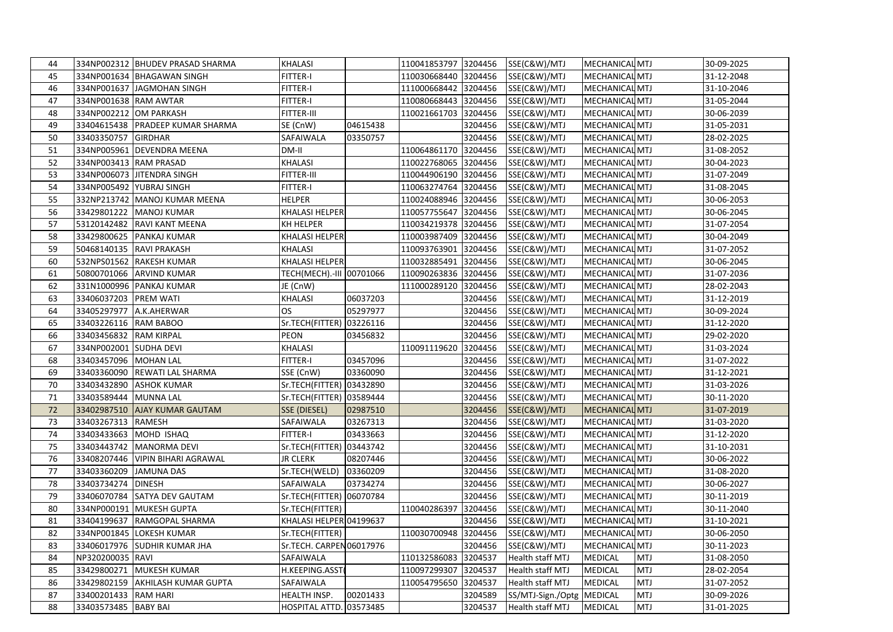| 44 | 334NP002312 | BHUDEV PRASAD SHARMA | KHALASI | | 110041853797 | 3204456 | SSE(C&W)/MTJ | MECHANICAL | MTJ | 30-09-2025 |
|---|---|---|---|---|---|---|---|---|---|---|
| 45 | 334NP001634 | BHAGAWAN SINGH | FITTER-I | | 110030668440 | 3204456 | SSE(C&W)/MTJ | MECHANICAL | MTJ | 31-12-2048 |
| 46 | 334NP001637 | JAGMOHAN SINGH | FITTER-I | | 111000668442 | 3204456 | SSE(C&W)/MTJ | MECHANICAL | MTJ | 31-10-2046 |
| 47 | 334NP001638 | RAM AWTAR | FITTER-I | | 110080668443 | 3204456 | SSE(C&W)/MTJ | MECHANICAL | MTJ | 31-05-2044 |
| 48 | 334NP002212 | OM PARKASH | FITTER-III | | 110021661703 | 3204456 | SSE(C&W)/MTJ | MECHANICAL | MTJ | 30-06-2039 |
| 49 | 33404615438 | PRADEEP KUMAR SHARMA | SE (CnW) | 04615438 | | 3204456 | SSE(C&W)/MTJ | MECHANICAL | MTJ | 31-05-2031 |
| 50 | 33403350757 | GIRDHAR | SAFAIWALA | 03350757 | | 3204456 | SSE(C&W)/MTJ | MECHANICAL | MTJ | 28-02-2025 |
| 51 | 334NP005961 | DEVENDRA MEENA | DM-II | | 110064861170 | 3204456 | SSE(C&W)/MTJ | MECHANICAL | MTJ | 31-08-2052 |
| 52 | 334NP003413 | RAM PRASAD | KHALASI | | 110022768065 | 3204456 | SSE(C&W)/MTJ | MECHANICAL | MTJ | 30-04-2023 |
| 53 | 334NP006073 | JITENDRA SINGH | FITTER-III | | 110044906190 | 3204456 | SSE(C&W)/MTJ | MECHANICAL | MTJ | 31-07-2049 |
| 54 | 334NP005492 | YUBRAJ SINGH | FITTER-I | | 110063274764 | 3204456 | SSE(C&W)/MTJ | MECHANICAL | MTJ | 31-08-2045 |
| 55 | 332NP213742 | MANOJ KUMAR MEENA | HELPER | | 110024088946 | 3204456 | SSE(C&W)/MTJ | MECHANICAL | MTJ | 30-06-2053 |
| 56 | 33429801222 | MANOJ KUMAR | KHALASI HELPER | | 110057755647 | 3204456 | SSE(C&W)/MTJ | MECHANICAL | MTJ | 30-06-2045 |
| 57 | 53120142482 | RAVI KANT MEENA | KH HELPER | | 110034219378 | 3204456 | SSE(C&W)/MTJ | MECHANICAL | MTJ | 31-07-2054 |
| 58 | 33429800625 | PANKAJ KUMAR | KHALASI HELPER | | 110003987409 | 3204456 | SSE(C&W)/MTJ | MECHANICAL | MTJ | 30-04-2049 |
| 59 | 50468140135 | RAVI PRAKASH | KHALASI | | 110093763901 | 3204456 | SSE(C&W)/MTJ | MECHANICAL | MTJ | 31-07-2052 |
| 60 | 532NPS01562 | RAKESH KUMAR | KHALASI HELPER | | 110032885491 | 3204456 | SSE(C&W)/MTJ | MECHANICAL | MTJ | 30-06-2045 |
| 61 | 50800701066 | ARVIND KUMAR | TECH(MECH).-III | 00701066 | 110090263836 | 3204456 | SSE(C&W)/MTJ | MECHANICAL | MTJ | 31-07-2036 |
| 62 | 331N1000996 | PANKAJ KUMAR | JE (CnW) | | 111000289120 | 3204456 | SSE(C&W)/MTJ | MECHANICAL | MTJ | 28-02-2043 |
| 63 | 33406037203 | PREM WATI | KHALASI | 06037203 | | 3204456 | SSE(C&W)/MTJ | MECHANICAL | MTJ | 31-12-2019 |
| 64 | 33405297977 | A.K.AHERWAR | OS | 05297977 | | 3204456 | SSE(C&W)/MTJ | MECHANICAL | MTJ | 30-09-2024 |
| 65 | 33403226116 | RAM BABOO | Sr.TECH(FITTER) | 03226116 | | 3204456 | SSE(C&W)/MTJ | MECHANICAL | MTJ | 31-12-2020 |
| 66 | 33403456832 | RAM KIRPAL | PEON | 03456832 | | 3204456 | SSE(C&W)/MTJ | MECHANICAL | MTJ | 29-02-2020 |
| 67 | 334NP002001 | SUDHA DEVI | KHALASI | | 110091119620 | 3204456 | SSE(C&W)/MTJ | MECHANICAL | MTJ | 31-03-2024 |
| 68 | 33403457096 | MOHAN LAL | FITTER-I | 03457096 | | 3204456 | SSE(C&W)/MTJ | MECHANICAL | MTJ | 31-07-2022 |
| 69 | 33403360090 | REWATI LAL SHARMA | SSE (CnW) | 03360090 | | 3204456 | SSE(C&W)/MTJ | MECHANICAL | MTJ | 31-12-2021 |
| 70 | 33403432890 | ASHOK KUMAR | Sr.TECH(FITTER) | 03432890 | | 3204456 | SSE(C&W)/MTJ | MECHANICAL | MTJ | 31-03-2026 |
| 71 | 33403589444 | MUNNA LAL | Sr.TECH(FITTER) | 03589444 | | 3204456 | SSE(C&W)/MTJ | MECHANICAL | MTJ | 30-11-2020 |
| 72 | 33402987510 | AJAY KUMAR GAUTAM | SSE (DIESEL) | 02987510 | | 3204456 | SSE(C&W)/MTJ | MECHANICAL | MTJ | 31-07-2019 |
| 73 | 33403267313 | RAMESH | SAFAIWALA | 03267313 | | 3204456 | SSE(C&W)/MTJ | MECHANICAL | MTJ | 31-03-2020 |
| 74 | 33403433663 | MOHD ISHAQ | FITTER-I | 03433663 | | 3204456 | SSE(C&W)/MTJ | MECHANICAL | MTJ | 31-12-2020 |
| 75 | 33403443742 | MANORMA DEVI | Sr.TECH(FITTER) | 03443742 | | 3204456 | SSE(C&W)/MTJ | MECHANICAL | MTJ | 31-10-2031 |
| 76 | 33408207446 | VIPIN BIHARI AGRAWAL | JR CLERK | 08207446 | | 3204456 | SSE(C&W)/MTJ | MECHANICAL | MTJ | 30-06-2022 |
| 77 | 33403360209 | JAMUNA DAS | Sr.TECH(WELD) | 03360209 | | 3204456 | SSE(C&W)/MTJ | MECHANICAL | MTJ | 31-08-2020 |
| 78 | 33403734274 | DINESH | SAFAIWALA | 03734274 | | 3204456 | SSE(C&W)/MTJ | MECHANICAL | MTJ | 30-06-2027 |
| 79 | 33406070784 | SATYA DEV GAUTAM | Sr.TECH(FITTER) | 06070784 | | 3204456 | SSE(C&W)/MTJ | MECHANICAL | MTJ | 30-11-2019 |
| 80 | 334NP000191 | MUKESH GUPTA | Sr.TECH(FITTER) | | 110040286397 | 3204456 | SSE(C&W)/MTJ | MECHANICAL | MTJ | 30-11-2040 |
| 81 | 33404199637 | RAMGOPAL SHARMA | KHALASI HELPER | 04199637 | | 3204456 | SSE(C&W)/MTJ | MECHANICAL | MTJ | 31-10-2021 |
| 82 | 334NP001845 | LOKESH KUMAR | Sr.TECH(FITTER) | | 110030700948 | 3204456 | SSE(C&W)/MTJ | MECHANICAL | MTJ | 30-06-2050 |
| 83 | 33406017976 | SUDHIR KUMAR JHA | Sr.TECH. CARPEN | 06017976 | | 3204456 | SSE(C&W)/MTJ | MECHANICAL | MTJ | 30-11-2023 |
| 84 | NP320200035 | RAVI | SAFAIWALA | | 110132586083 | 3204537 | Health staff MTJ | MEDICAL | MTJ | 31-08-2050 |
| 85 | 33429800271 | MUKESH KUMAR | H.KEEPING.ASST | | 110097299307 | 3204537 | Health staff MTJ | MEDICAL | MTJ | 28-02-2054 |
| 86 | 33429802159 | AKHILASH KUMAR GUPTA | SAFAIWALA | | 110054795650 | 3204537 | Health staff MTJ | MEDICAL | MTJ | 31-07-2052 |
| 87 | 33400201433 | RAM HARI | HEALTH INSP. | 00201433 | | 3204589 | SS/MTJ-Sign./Optg | MEDICAL | MTJ | 30-09-2026 |
| 88 | 33403573485 | BABY BAI | HOSPITAL ATTD. | 03573485 | | 3204537 | Health staff MTJ | MEDICAL | MTJ | 31-01-2025 |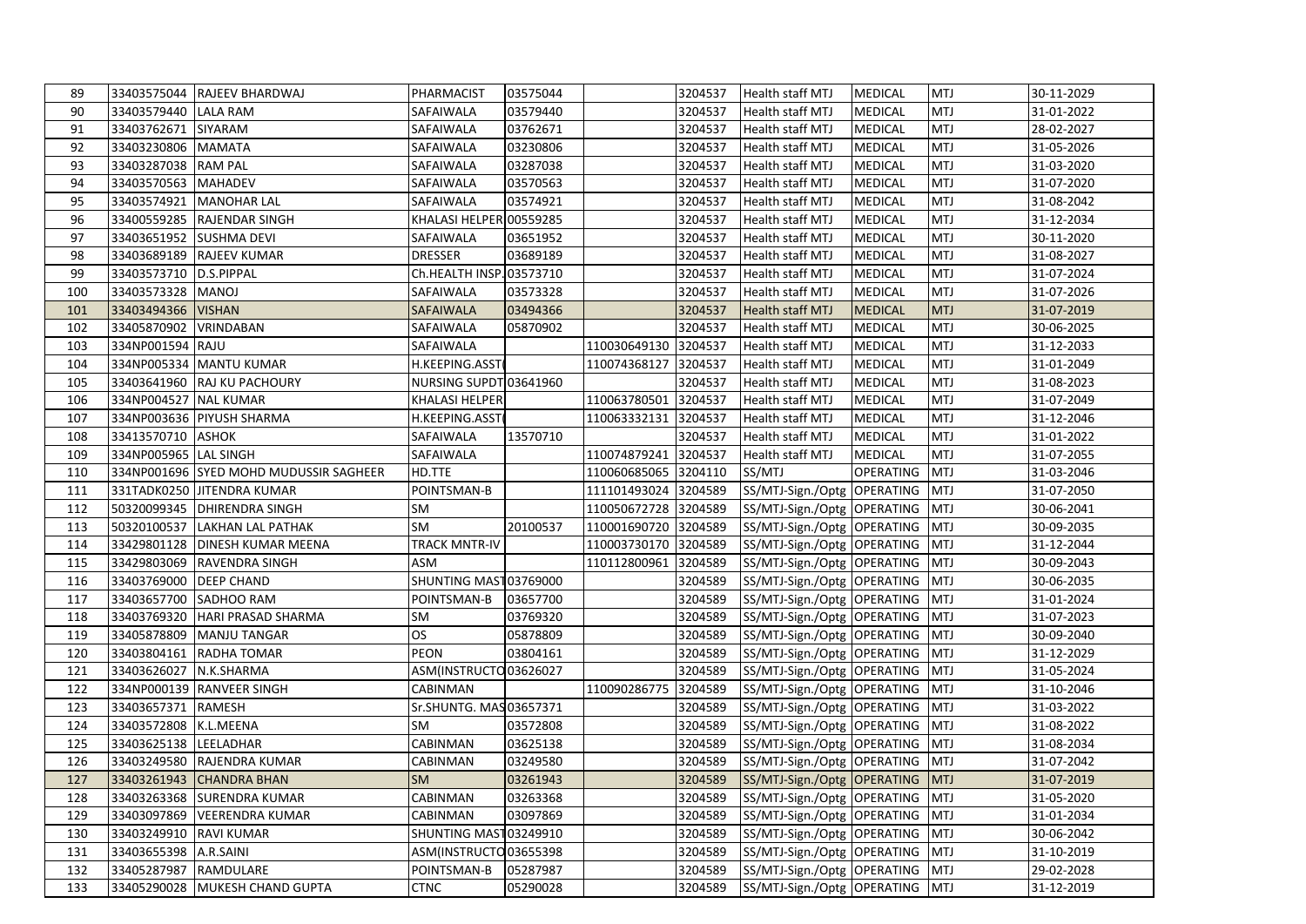| 89 | 33403575044 | RAJEEV BHARDWAJ | PHARMACIST | 03575044 | | 3204537 | Health staff MTJ | MEDICAL | MTJ | 30-11-2029 |
|---|---|---|---|---|---|---|---|---|---|---|
| 90 | 33403579440 | LALA RAM | SAFAIWALA | 03579440 | | 3204537 | Health staff MTJ | MEDICAL | MTJ | 31-01-2022 |
| 91 | 33403762671 | SIYARAM | SAFAIWALA | 03762671 | | 3204537 | Health staff MTJ | MEDICAL | MTJ | 28-02-2027 |
| 92 | 33403230806 | MAMATA | SAFAIWALA | 03230806 | | 3204537 | Health staff MTJ | MEDICAL | MTJ | 31-05-2026 |
| 93 | 33403287038 | RAM PAL | SAFAIWALA | 03287038 | | 3204537 | Health staff MTJ | MEDICAL | MTJ | 31-03-2020 |
| 94 | 33403570563 | MAHADEV | SAFAIWALA | 03570563 | | 3204537 | Health staff MTJ | MEDICAL | MTJ | 31-07-2020 |
| 95 | 33403574921 | MANOHAR LAL | SAFAIWALA | 03574921 | | 3204537 | Health staff MTJ | MEDICAL | MTJ | 31-08-2042 |
| 96 | 33400559285 | RAJENDAR SINGH | KHALASI HELPER | 00559285 | | 3204537 | Health staff MTJ | MEDICAL | MTJ | 31-12-2034 |
| 97 | 33403651952 | SUSHMA DEVI | SAFAIWALA | 03651952 | | 3204537 | Health staff MTJ | MEDICAL | MTJ | 30-11-2020 |
| 98 | 33403689189 | RAJEEV KUMAR | DRESSER | 03689189 | | 3204537 | Health staff MTJ | MEDICAL | MTJ | 31-08-2027 |
| 99 | 33403573710 | D.S.PIPPAL | Ch.HEALTH INSP. | 03573710 | | 3204537 | Health staff MTJ | MEDICAL | MTJ | 31-07-2024 |
| 100 | 33403573328 | MANOJ | SAFAIWALA | 03573328 | | 3204537 | Health staff MTJ | MEDICAL | MTJ | 31-07-2026 |
| 101 | 33403494366 | VISHAN | SAFAIWALA | 03494366 | | 3204537 | Health staff MTJ | MEDICAL | MTJ | 31-07-2019 |
| 102 | 33405870902 | VRINDABAN | SAFAIWALA | 05870902 | | 3204537 | Health staff MTJ | MEDICAL | MTJ | 30-06-2025 |
| 103 | 334NP001594 | RAJU | SAFAIWALA | | 110030649130 | 3204537 | Health staff MTJ | MEDICAL | MTJ | 31-12-2033 |
| 104 | 334NP005334 | MANTU KUMAR | H.KEEPING.ASST( | | 110074368127 | 3204537 | Health staff MTJ | MEDICAL | MTJ | 31-01-2049 |
| 105 | 33403641960 | RAJ KU PACHOURY | NURSING SUPDT | 03641960 | | 3204537 | Health staff MTJ | MEDICAL | MTJ | 31-08-2023 |
| 106 | 334NP004527 | NAL KUMAR | KHALASI HELPER | | 110063780501 | 3204537 | Health staff MTJ | MEDICAL | MTJ | 31-07-2049 |
| 107 | 334NP003636 | PIYUSH SHARMA | H.KEEPING.ASST( | | 110063332131 | 3204537 | Health staff MTJ | MEDICAL | MTJ | 31-12-2046 |
| 108 | 33413570710 | ASHOK | SAFAIWALA | 13570710 | | 3204537 | Health staff MTJ | MEDICAL | MTJ | 31-01-2022 |
| 109 | 334NP005965 | LAL SINGH | SAFAIWALA | | 110074879241 | 3204537 | Health staff MTJ | MEDICAL | MTJ | 31-07-2055 |
| 110 | 334NP001696 | SYED MOHD MUDUSSIR SAGHEER | HD.TTE | | 110060685065 | 3204110 | SS/MTJ | OPERATING | MTJ | 31-03-2046 |
| 111 | 331TADK0250 | JITENDRA KUMAR | POINTSMAN-B | | 111101493024 | 3204589 | SS/MTJ-Sign./Optg | OPERATING | MTJ | 31-07-2050 |
| 112 | 50320099345 | DHIRENDRA SINGH | SM | | 110050672728 | 3204589 | SS/MTJ-Sign./Optg | OPERATING | MTJ | 30-06-2041 |
| 113 | 50320100537 | LAKHAN LAL PATHAK | SM | 20100537 | 110001690720 | 3204589 | SS/MTJ-Sign./Optg | OPERATING | MTJ | 30-09-2035 |
| 114 | 33429801128 | DINESH KUMAR MEENA | TRACK MNTR-IV | | 110003730170 | 3204589 | SS/MTJ-Sign./Optg | OPERATING | MTJ | 31-12-2044 |
| 115 | 33429803069 | RAVENDRA SINGH | ASM | | 110112800961 | 3204589 | SS/MTJ-Sign./Optg | OPERATING | MTJ | 30-09-2043 |
| 116 | 33403769000 | DEEP CHAND | SHUNTING MAST | 03769000 | | 3204589 | SS/MTJ-Sign./Optg | OPERATING | MTJ | 30-06-2035 |
| 117 | 33403657700 | SADHOO RAM | POINTSMAN-B | 03657700 | | 3204589 | SS/MTJ-Sign./Optg | OPERATING | MTJ | 31-01-2024 |
| 118 | 33403769320 | HARI PRASAD SHARMA | SM | 03769320 | | 3204589 | SS/MTJ-Sign./Optg | OPERATING | MTJ | 31-07-2023 |
| 119 | 33405878809 | MANJU TANGAR | OS | 05878809 | | 3204589 | SS/MTJ-Sign./Optg | OPERATING | MTJ | 30-09-2040 |
| 120 | 33403804161 | RADHA TOMAR | PEON | 03804161 | | 3204589 | SS/MTJ-Sign./Optg | OPERATING | MTJ | 31-12-2029 |
| 121 | 33403626027 | N.K.SHARMA | ASM(INSTRUCTO | 03626027 | | 3204589 | SS/MTJ-Sign./Optg | OPERATING | MTJ | 31-05-2024 |
| 122 | 334NP000139 | RANVEER SINGH | CABINMAN | | 110090286775 | 3204589 | SS/MTJ-Sign./Optg | OPERATING | MTJ | 31-10-2046 |
| 123 | 33403657371 | RAMESH | Sr.SHUNTG. MAS | 03657371 | | 3204589 | SS/MTJ-Sign./Optg | OPERATING | MTJ | 31-03-2022 |
| 124 | 33403572808 | K.L.MEENA | SM | 03572808 | | 3204589 | SS/MTJ-Sign./Optg | OPERATING | MTJ | 31-08-2022 |
| 125 | 33403625138 | LEELADHAR | CABINMAN | 03625138 | | 3204589 | SS/MTJ-Sign./Optg | OPERATING | MTJ | 31-08-2034 |
| 126 | 33403249580 | RAJENDRA KUMAR | CABINMAN | 03249580 | | 3204589 | SS/MTJ-Sign./Optg | OPERATING | MTJ | 31-07-2042 |
| 127 | 33403261943 | CHANDRA BHAN | SM | 03261943 | | 3204589 | SS/MTJ-Sign./Optg | OPERATING | MTJ | 31-07-2019 |
| 128 | 33403263368 | SURENDRA KUMAR | CABINMAN | 03263368 | | 3204589 | SS/MTJ-Sign./Optg | OPERATING | MTJ | 31-05-2020 |
| 129 | 33403097869 | VEERENDRA KUMAR | CABINMAN | 03097869 | | 3204589 | SS/MTJ-Sign./Optg | OPERATING | MTJ | 31-01-2034 |
| 130 | 33403249910 | RAVI KUMAR | SHUNTING MAST | 03249910 | | 3204589 | SS/MTJ-Sign./Optg | OPERATING | MTJ | 30-06-2042 |
| 131 | 33403655398 | A.R.SAINI | ASM(INSTRUCTO | 03655398 | | 3204589 | SS/MTJ-Sign./Optg | OPERATING | MTJ | 31-10-2019 |
| 132 | 33405287987 | RAMDULARE | POINTSMAN-B | 05287987 | | 3204589 | SS/MTJ-Sign./Optg | OPERATING | MTJ | 29-02-2028 |
| 133 | 33405290028 | MUKESH CHAND GUPTA | CTNC | 05290028 | | 3204589 | SS/MTJ-Sign./Optg | OPERATING | MTJ | 31-12-2019 |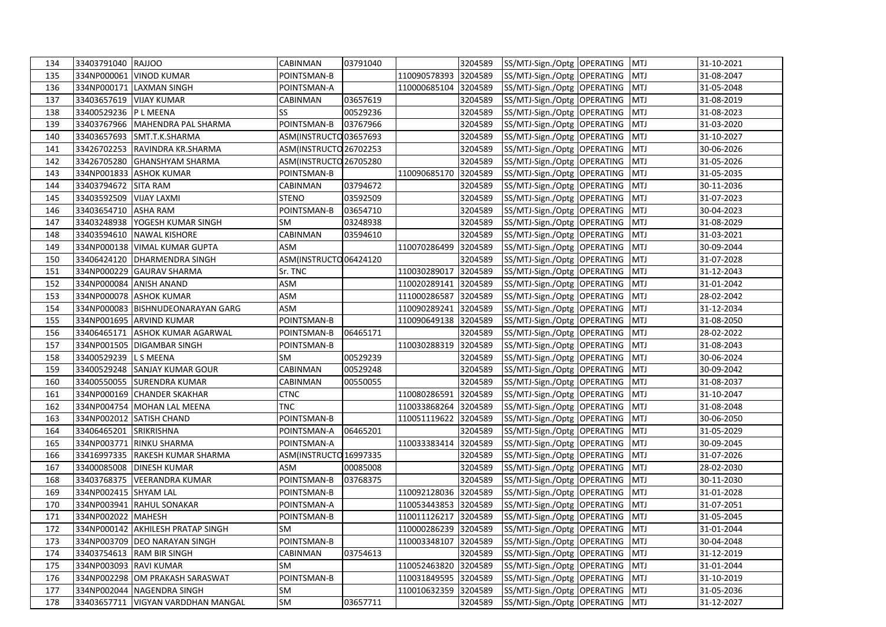| 134 | 33403791040 | RAJJOO | CABINMAN | 03791040 | | 3204589 | SS/MTJ-Sign./Optg | OPERATING | MTJ | 31-10-2021 |
|---|---|---|---|---|---|---|---|---|---|---|
| 135 | 334NP000061 | VINOD KUMAR | POINTSMAN-B | | 110090578393 | 3204589 | SS/MTJ-Sign./Optg | OPERATING | MTJ | 31-08-2047 |
| 136 | 334NP000171 | LAXMAN SINGH | POINTSMAN-A | | 110000685104 | 3204589 | SS/MTJ-Sign./Optg | OPERATING | MTJ | 31-05-2048 |
| 137 | 33403657619 | VIJAY KUMAR | CABINMAN | 03657619 | | 3204589 | SS/MTJ-Sign./Optg | OPERATING | MTJ | 31-08-2019 |
| 138 | 33400529236 | P L MEENA | SS | 00529236 | | 3204589 | SS/MTJ-Sign./Optg | OPERATING | MTJ | 31-08-2023 |
| 139 | 33403767966 | MAHENDRA PAL SHARMA | POINTSMAN-B | 03767966 | | 3204589 | SS/MTJ-Sign./Optg | OPERATING | MTJ | 31-03-2020 |
| 140 | 33403657693 | SMT.T.K.SHARMA | ASM(INSTRUCTO | 03657693 | | 3204589 | SS/MTJ-Sign./Optg | OPERATING | MTJ | 31-10-2027 |
| 141 | 33426702253 | RAVINDRA KR.SHARMA | ASM(INSTRUCTO | 26702253 | | 3204589 | SS/MTJ-Sign./Optg | OPERATING | MTJ | 30-06-2026 |
| 142 | 33426705280 | GHANSHYAM SHARMA | ASM(INSTRUCTO | 26705280 | | 3204589 | SS/MTJ-Sign./Optg | OPERATING | MTJ | 31-05-2026 |
| 143 | 334NP001833 | ASHOK KUMAR | POINTSMAN-B | | 110090685170 | 3204589 | SS/MTJ-Sign./Optg | OPERATING | MTJ | 31-05-2035 |
| 144 | 33403794672 | SITA RAM | CABINMAN | 03794672 | | 3204589 | SS/MTJ-Sign./Optg | OPERATING | MTJ | 30-11-2036 |
| 145 | 33403592509 | VIJAY LAXMI | STENO | 03592509 | | 3204589 | SS/MTJ-Sign./Optg | OPERATING | MTJ | 31-07-2023 |
| 146 | 33403654710 | ASHA RAM | POINTSMAN-B | 03654710 | | 3204589 | SS/MTJ-Sign./Optg | OPERATING | MTJ | 30-04-2023 |
| 147 | 33403248938 | YOGESH KUMAR SINGH | SM | 03248938 | | 3204589 | SS/MTJ-Sign./Optg | OPERATING | MTJ | 31-08-2029 |
| 148 | 33403594610 | NAWAL KISHORE | CABINMAN | 03594610 | | 3204589 | SS/MTJ-Sign./Optg | OPERATING | MTJ | 31-03-2021 |
| 149 | 334NP000138 | VIMAL KUMAR GUPTA | ASM | | 110070286499 | 3204589 | SS/MTJ-Sign./Optg | OPERATING | MTJ | 30-09-2044 |
| 150 | 33406424120 | DHARMENDRA SINGH | ASM(INSTRUCTO | 06424120 | | 3204589 | SS/MTJ-Sign./Optg | OPERATING | MTJ | 31-07-2028 |
| 151 | 334NP000229 | GAURAV SHARMA | Sr. TNC | | 110030289017 | 3204589 | SS/MTJ-Sign./Optg | OPERATING | MTJ | 31-12-2043 |
| 152 | 334NP000084 | ANISH ANAND | ASM | | 110020289141 | 3204589 | SS/MTJ-Sign./Optg | OPERATING | MTJ | 31-01-2042 |
| 153 | 334NP000078 | ASHOK KUMAR | ASM | | 111000286587 | 3204589 | SS/MTJ-Sign./Optg | OPERATING | MTJ | 28-02-2042 |
| 154 | 334NP000083 | BISHNUDEONARAYAN GARG | ASM | | 110090289241 | 3204589 | SS/MTJ-Sign./Optg | OPERATING | MTJ | 31-12-2034 |
| 155 | 334NP001695 | ARVIND KUMAR | POINTSMAN-B | | 110090649138 | 3204589 | SS/MTJ-Sign./Optg | OPERATING | MTJ | 31-08-2050 |
| 156 | 33406465171 | ASHOK KUMAR AGARWAL | POINTSMAN-B | 06465171 | | 3204589 | SS/MTJ-Sign./Optg | OPERATING | MTJ | 28-02-2022 |
| 157 | 334NP001505 | DIGAMBAR SINGH | POINTSMAN-B | | 110030288319 | 3204589 | SS/MTJ-Sign./Optg | OPERATING | MTJ | 31-08-2043 |
| 158 | 33400529239 | L S MEENA | SM | 00529239 | | 3204589 | SS/MTJ-Sign./Optg | OPERATING | MTJ | 30-06-2024 |
| 159 | 33400529248 | SANJAY KUMAR GOUR | CABINMAN | 00529248 | | 3204589 | SS/MTJ-Sign./Optg | OPERATING | MTJ | 30-09-2042 |
| 160 | 33400550055 | SURENDRA KUMAR | CABINMAN | 00550055 | | 3204589 | SS/MTJ-Sign./Optg | OPERATING | MTJ | 31-08-2037 |
| 161 | 334NP000169 | CHANDER SKAKHAR | CTNC | | 110080286591 | 3204589 | SS/MTJ-Sign./Optg | OPERATING | MTJ | 31-10-2047 |
| 162 | 334NP004754 | MOHAN LAL MEENA | TNC | | 110033868264 | 3204589 | SS/MTJ-Sign./Optg | OPERATING | MTJ | 31-08-2048 |
| 163 | 334NP002012 | SATISH CHAND | POINTSMAN-B | | 110051119622 | 3204589 | SS/MTJ-Sign./Optg | OPERATING | MTJ | 30-06-2050 |
| 164 | 33406465201 | SRIKRISHNA | POINTSMAN-A | 06465201 | | 3204589 | SS/MTJ-Sign./Optg | OPERATING | MTJ | 31-05-2029 |
| 165 | 334NP003771 | RINKU SHARMA | POINTSMAN-A | | 110033383414 | 3204589 | SS/MTJ-Sign./Optg | OPERATING | MTJ | 30-09-2045 |
| 166 | 33416997335 | RAKESH KUMAR SHARMA | ASM(INSTRUCTO | 16997335 | | 3204589 | SS/MTJ-Sign./Optg | OPERATING | MTJ | 31-07-2026 |
| 167 | 33400085008 | DINESH KUMAR | ASM | 00085008 | | 3204589 | SS/MTJ-Sign./Optg | OPERATING | MTJ | 28-02-2030 |
| 168 | 33403768375 | VEERANDRA KUMAR | POINTSMAN-B | 03768375 | | 3204589 | SS/MTJ-Sign./Optg | OPERATING | MTJ | 30-11-2030 |
| 169 | 334NP002415 | SHYAM LAL | POINTSMAN-B | | 110092128036 | 3204589 | SS/MTJ-Sign./Optg | OPERATING | MTJ | 31-01-2028 |
| 170 | 334NP003941 | RAHUL SONAKAR | POINTSMAN-A | | 110053443853 | 3204589 | SS/MTJ-Sign./Optg | OPERATING | MTJ | 31-07-2051 |
| 171 | 334NP002022 | MAHESH | POINTSMAN-B | | 110011126217 | 3204589 | SS/MTJ-Sign./Optg | OPERATING | MTJ | 31-05-2045 |
| 172 | 334NP000142 | AKHILESH PRATAP SINGH | SM | | 110000286239 | 3204589 | SS/MTJ-Sign./Optg | OPERATING | MTJ | 31-01-2044 |
| 173 | 334NP003709 | DEO NARAYAN SINGH | POINTSMAN-B | | 110003348107 | 3204589 | SS/MTJ-Sign./Optg | OPERATING | MTJ | 30-04-2048 |
| 174 | 33403754613 | RAM BIR SINGH | CABINMAN | 03754613 | | 3204589 | SS/MTJ-Sign./Optg | OPERATING | MTJ | 31-12-2019 |
| 175 | 334NP003093 | RAVI KUMAR | SM | | 110052463820 | 3204589 | SS/MTJ-Sign./Optg | OPERATING | MTJ | 31-01-2044 |
| 176 | 334NP002298 | OM PRAKASH SARASWAT | POINTSMAN-B | | 110031849595 | 3204589 | SS/MTJ-Sign./Optg | OPERATING | MTJ | 31-10-2019 |
| 177 | 334NP002044 | NAGENDRA SINGH | SM | | 110010632359 | 3204589 | SS/MTJ-Sign./Optg | OPERATING | MTJ | 31-05-2036 |
| 178 | 33403657711 | VIGYAN VARDDHAN MANGAL | SM | 03657711 | | 3204589 | SS/MTJ-Sign./Optg | OPERATING | MTJ | 31-12-2027 |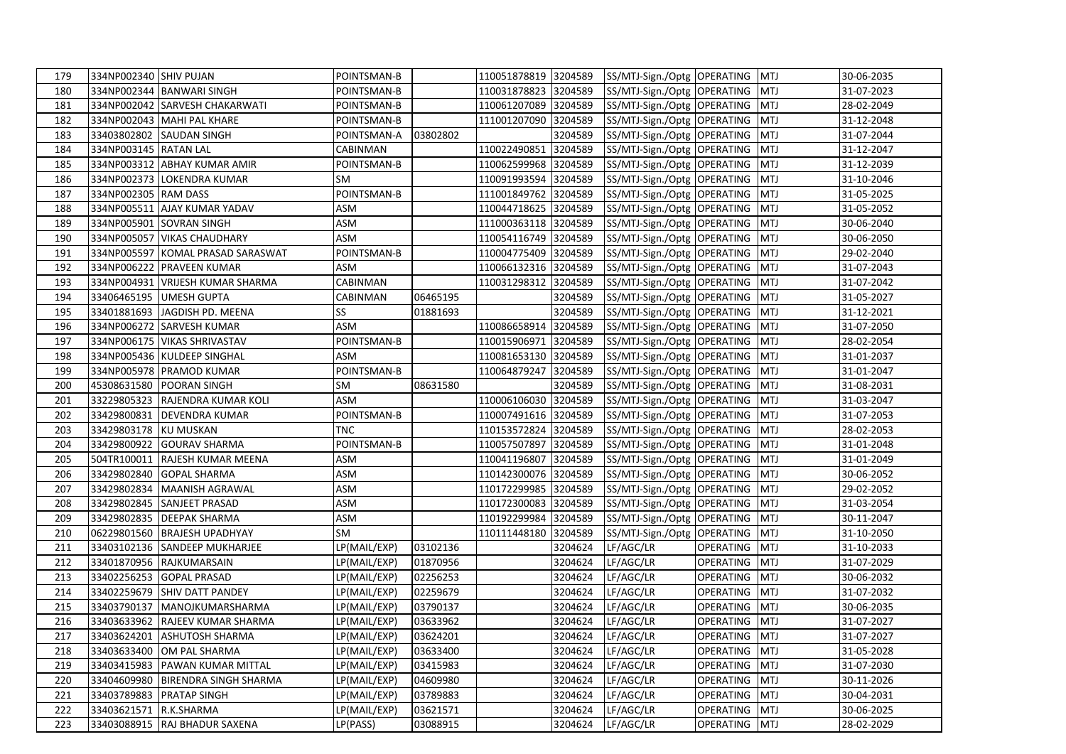| 179 | 334NP002340 | SHIV PUJAN | POINTSMAN-B | | 110051878819 | 3204589 | SS/MTJ-Sign./Optg | OPERATING | MTJ | 30-06-2035 |
|---|---|---|---|---|---|---|---|---|---|---|
| 180 | 334NP002344 | BANWARI SINGH | POINTSMAN-B | | 110031878823 | 3204589 | SS/MTJ-Sign./Optg | OPERATING | MTJ | 31-07-2023 |
| 181 | 334NP002042 | SARVESH CHAKARWATI | POINTSMAN-B | | 110061207089 | 3204589 | SS/MTJ-Sign./Optg | OPERATING | MTJ | 28-02-2049 |
| 182 | 334NP002043 | MAHI PAL KHARE | POINTSMAN-B | | 111001207090 | 3204589 | SS/MTJ-Sign./Optg | OPERATING | MTJ | 31-12-2048 |
| 183 | 33403802802 | SAUDAN SINGH | POINTSMAN-A | 03802802 | | 3204589 | SS/MTJ-Sign./Optg | OPERATING | MTJ | 31-07-2044 |
| 184 | 334NP003145 | RATAN LAL | CABINMAN | | 110022490851 | 3204589 | SS/MTJ-Sign./Optg | OPERATING | MTJ | 31-12-2047 |
| 185 | 334NP003312 | ABHAY KUMAR AMIR | POINTSMAN-B | | 110062599968 | 3204589 | SS/MTJ-Sign./Optg | OPERATING | MTJ | 31-12-2039 |
| 186 | 334NP002373 | LOKENDRA KUMAR | SM | | 110091993594 | 3204589 | SS/MTJ-Sign./Optg | OPERATING | MTJ | 31-10-2046 |
| 187 | 334NP002305 | RAM DASS | POINTSMAN-B | | 111001849762 | 3204589 | SS/MTJ-Sign./Optg | OPERATING | MTJ | 31-05-2025 |
| 188 | 334NP005511 | AJAY KUMAR YADAV | ASM | | 110044718625 | 3204589 | SS/MTJ-Sign./Optg | OPERATING | MTJ | 31-05-2052 |
| 189 | 334NP005901 | SOVRAN SINGH | ASM | | 111000363118 | 3204589 | SS/MTJ-Sign./Optg | OPERATING | MTJ | 30-06-2040 |
| 190 | 334NP005057 | VIKAS CHAUDHARY | ASM | | 110054116749 | 3204589 | SS/MTJ-Sign./Optg | OPERATING | MTJ | 30-06-2050 |
| 191 | 334NP005597 | KOMAL PRASAD SARASWAT | POINTSMAN-B | | 110004775409 | 3204589 | SS/MTJ-Sign./Optg | OPERATING | MTJ | 29-02-2040 |
| 192 | 334NP006222 | PRAVEEN KUMAR | ASM | | 110066132316 | 3204589 | SS/MTJ-Sign./Optg | OPERATING | MTJ | 31-07-2043 |
| 193 | 334NP004931 | VRIJESH KUMAR SHARMA | CABINMAN | | 110031298312 | 3204589 | SS/MTJ-Sign./Optg | OPERATING | MTJ | 31-07-2042 |
| 194 | 33406465195 | UMESH GUPTA | CABINMAN | 06465195 | | 3204589 | SS/MTJ-Sign./Optg | OPERATING | MTJ | 31-05-2027 |
| 195 | 33401881693 | JAGDISH PD. MEENA | SS | 01881693 | | 3204589 | SS/MTJ-Sign./Optg | OPERATING | MTJ | 31-12-2021 |
| 196 | 334NP006272 | SARVESH KUMAR | ASM | | 110086658914 | 3204589 | SS/MTJ-Sign./Optg | OPERATING | MTJ | 31-07-2050 |
| 197 | 334NP006175 | VIKAS SHRIVASTAV | POINTSMAN-B | | 110015906971 | 3204589 | SS/MTJ-Sign./Optg | OPERATING | MTJ | 28-02-2054 |
| 198 | 334NP005436 | KULDEEP SINGHAL | ASM | | 110081653130 | 3204589 | SS/MTJ-Sign./Optg | OPERATING | MTJ | 31-01-2037 |
| 199 | 334NP005978 | PRAMOD KUMAR | POINTSMAN-B | | 110064879247 | 3204589 | SS/MTJ-Sign./Optg | OPERATING | MTJ | 31-01-2047 |
| 200 | 45308631580 | POORAN SINGH | SM | 08631580 | | 3204589 | SS/MTJ-Sign./Optg | OPERATING | MTJ | 31-08-2031 |
| 201 | 33229805323 | RAJENDRA KUMAR KOLI | ASM | | 110006106030 | 3204589 | SS/MTJ-Sign./Optg | OPERATING | MTJ | 31-03-2047 |
| 202 | 33429800831 | DEVENDRA KUMAR | POINTSMAN-B | | 110007491616 | 3204589 | SS/MTJ-Sign./Optg | OPERATING | MTJ | 31-07-2053 |
| 203 | 33429803178 | KU MUSKAN | TNC | | 110153572824 | 3204589 | SS/MTJ-Sign./Optg | OPERATING | MTJ | 28-02-2053 |
| 204 | 33429800922 | GOURAV SHARMA | POINTSMAN-B | | 110057507897 | 3204589 | SS/MTJ-Sign./Optg | OPERATING | MTJ | 31-01-2048 |
| 205 | 504TR100011 | RAJESH KUMAR MEENA | ASM | | 110041196807 | 3204589 | SS/MTJ-Sign./Optg | OPERATING | MTJ | 31-01-2049 |
| 206 | 33429802840 | GOPAL SHARMA | ASM | | 110142300076 | 3204589 | SS/MTJ-Sign./Optg | OPERATING | MTJ | 30-06-2052 |
| 207 | 33429802834 | MAANISH AGRAWAL | ASM | | 110172299985 | 3204589 | SS/MTJ-Sign./Optg | OPERATING | MTJ | 29-02-2052 |
| 208 | 33429802845 | SANJEET PRASAD | ASM | | 110172300083 | 3204589 | SS/MTJ-Sign./Optg | OPERATING | MTJ | 31-03-2054 |
| 209 | 33429802835 | DEEPAK SHARMA | ASM | | 110192299984 | 3204589 | SS/MTJ-Sign./Optg | OPERATING | MTJ | 30-11-2047 |
| 210 | 06229801560 | BRAJESH UPADHYAY | SM | | 110111448180 | 3204589 | SS/MTJ-Sign./Optg | OPERATING | MTJ | 31-10-2050 |
| 211 | 33403102136 | SANDEEP MUKHARJEE | LP(MAIL/EXP) | 03102136 | | 3204624 | LF/AGC/LR | OPERATING | MTJ | 31-10-2033 |
| 212 | 33401870956 | RAJKUMARSAIN | LP(MAIL/EXP) | 01870956 | | 3204624 | LF/AGC/LR | OPERATING | MTJ | 31-07-2029 |
| 213 | 33402256253 | GOPAL PRASAD | LP(MAIL/EXP) | 02256253 | | 3204624 | LF/AGC/LR | OPERATING | MTJ | 30-06-2032 |
| 214 | 33402259679 | SHIV DATT PANDEY | LP(MAIL/EXP) | 02259679 | | 3204624 | LF/AGC/LR | OPERATING | MTJ | 31-07-2032 |
| 215 | 33403790137 | MANOJKUMARSHARMA | LP(MAIL/EXP) | 03790137 | | 3204624 | LF/AGC/LR | OPERATING | MTJ | 30-06-2035 |
| 216 | 33403633962 | RAJEEV KUMAR SHARMA | LP(MAIL/EXP) | 03633962 | | 3204624 | LF/AGC/LR | OPERATING | MTJ | 31-07-2027 |
| 217 | 33403624201 | ASHUTOSH SHARMA | LP(MAIL/EXP) | 03624201 | | 3204624 | LF/AGC/LR | OPERATING | MTJ | 31-07-2027 |
| 218 | 33403633400 | OM PAL SHARMA | LP(MAIL/EXP) | 03633400 | | 3204624 | LF/AGC/LR | OPERATING | MTJ | 31-05-2028 |
| 219 | 33403415983 | PAWAN KUMAR MITTAL | LP(MAIL/EXP) | 03415983 | | 3204624 | LF/AGC/LR | OPERATING | MTJ | 31-07-2030 |
| 220 | 33404609980 | BIRENDRA SINGH SHARMA | LP(MAIL/EXP) | 04609980 | | 3204624 | LF/AGC/LR | OPERATING | MTJ | 30-11-2026 |
| 221 | 33403789883 | PRATAP SINGH | LP(MAIL/EXP) | 03789883 | | 3204624 | LF/AGC/LR | OPERATING | MTJ | 30-04-2031 |
| 222 | 33403621571 | R.K.SHARMA | LP(MAIL/EXP) | 03621571 | | 3204624 | LF/AGC/LR | OPERATING | MTJ | 30-06-2025 |
| 223 | 33403088915 | RAJ BHADUR SAXENA | LP(PASS) | 03088915 | | 3204624 | LF/AGC/LR | OPERATING | MTJ | 28-02-2029 |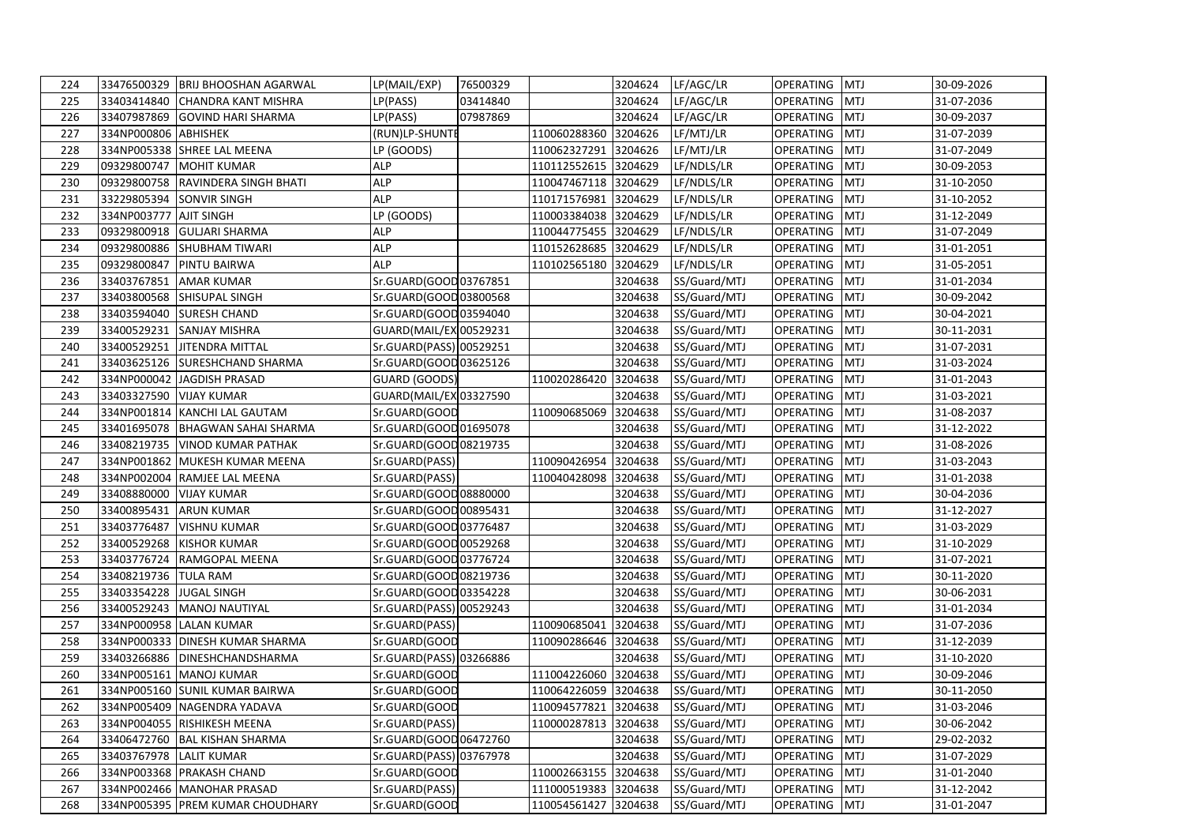| 224 | 33476500329 | BRIJ BHOOSHAN AGARWAL | LP(MAIL/EXP) | 76500329 | | 3204624 | LF/AGC/LR | OPERATING | MTJ | 30-09-2026 |
|---|---|---|---|---|---|---|---|---|---|---|
| 225 | 33403414840 | CHANDRA KANT MISHRA | LP(PASS) | 03414840 | | 3204624 | LF/AGC/LR | OPERATING | MTJ | 31-07-2036 |
| 226 | 33407987869 | GOVIND HARI SHARMA | LP(PASS) | 07987869 | | 3204624 | LF/AGC/LR | OPERATING | MTJ | 30-09-2037 |
| 227 | 334NP000806 | ABHISHEK | (RUN)LP-SHUNTE | | 110060288360 | 3204626 | LF/MTJ/LR | OPERATING | MTJ | 31-07-2039 |
| 228 | 334NP005338 | SHREE LAL MEENA | LP (GOODS) | | 110062327291 | 3204626 | LF/MTJ/LR | OPERATING | MTJ | 31-07-2049 |
| 229 | 09329800747 | MOHIT KUMAR | ALP | | 110112552615 | 3204629 | LF/NDLS/LR | OPERATING | MTJ | 30-09-2053 |
| 230 | 09329800758 | RAVINDERA SINGH BHATI | ALP | | 110047467118 | 3204629 | LF/NDLS/LR | OPERATING | MTJ | 31-10-2050 |
| 231 | 33229805394 | SONVIR SINGH | ALP | | 110171576981 | 3204629 | LF/NDLS/LR | OPERATING | MTJ | 31-10-2052 |
| 232 | 334NP003777 | AJIT SINGH | LP (GOODS) | | 110003384038 | 3204629 | LF/NDLS/LR | OPERATING | MTJ | 31-12-2049 |
| 233 | 09329800918 | GULJARI SHARMA | ALP | | 110044775455 | 3204629 | LF/NDLS/LR | OPERATING | MTJ | 31-07-2049 |
| 234 | 09329800886 | SHUBHAM TIWARI | ALP | | 110152628685 | 3204629 | LF/NDLS/LR | OPERATING | MTJ | 31-01-2051 |
| 235 | 09329800847 | PINTU BAIRWA | ALP | | 110102565180 | 3204629 | LF/NDLS/LR | OPERATING | MTJ | 31-05-2051 |
| 236 | 33403767851 | AMAR KUMAR | Sr.GUARD(GOOD | 03767851 | | 3204638 | SS/Guard/MTJ | OPERATING | MTJ | 31-01-2034 |
| 237 | 33403800568 | SHISUPAL SINGH | Sr.GUARD(GOOD | 03800568 | | 3204638 | SS/Guard/MTJ | OPERATING | MTJ | 30-09-2042 |
| 238 | 33403594040 | SURESH CHAND | Sr.GUARD(GOOD | 03594040 | | 3204638 | SS/Guard/MTJ | OPERATING | MTJ | 30-04-2021 |
| 239 | 33400529231 | SANJAY MISHRA | GUARD(MAIL/EX | 00529231 | | 3204638 | SS/Guard/MTJ | OPERATING | MTJ | 30-11-2031 |
| 240 | 33400529251 | JITENDRA MITTAL | Sr.GUARD(PASS) | 00529251 | | 3204638 | SS/Guard/MTJ | OPERATING | MTJ | 31-07-2031 |
| 241 | 33403625126 | SURESHCHAND SHARMA | Sr.GUARD(GOOD | 03625126 | | 3204638 | SS/Guard/MTJ | OPERATING | MTJ | 31-03-2024 |
| 242 | 334NP000042 | JAGDISH PRASAD | GUARD (GOODS) | | 110020286420 | 3204638 | SS/Guard/MTJ | OPERATING | MTJ | 31-01-2043 |
| 243 | 33403327590 | VIJAY KUMAR | GUARD(MAIL/EX | 03327590 | | 3204638 | SS/Guard/MTJ | OPERATING | MTJ | 31-03-2021 |
| 244 | 334NP001814 | KANCHI LAL GAUTAM | Sr.GUARD(GOOD | | 110090685069 | 3204638 | SS/Guard/MTJ | OPERATING | MTJ | 31-08-2037 |
| 245 | 33401695078 | BHAGWAN SAHAI SHARMA | Sr.GUARD(GOOD | 01695078 | | 3204638 | SS/Guard/MTJ | OPERATING | MTJ | 31-12-2022 |
| 246 | 33408219735 | VINOD KUMAR PATHAK | Sr.GUARD(GOOD | 08219735 | | 3204638 | SS/Guard/MTJ | OPERATING | MTJ | 31-08-2026 |
| 247 | 334NP001862 | MUKESH KUMAR MEENA | Sr.GUARD(PASS) | | 110090426954 | 3204638 | SS/Guard/MTJ | OPERATING | MTJ | 31-03-2043 |
| 248 | 334NP002004 | RAMJEE LAL MEENA | Sr.GUARD(PASS) | | 110040428098 | 3204638 | SS/Guard/MTJ | OPERATING | MTJ | 31-01-2038 |
| 249 | 33408880000 | VIJAY KUMAR | Sr.GUARD(GOOD | 08880000 | | 3204638 | SS/Guard/MTJ | OPERATING | MTJ | 30-04-2036 |
| 250 | 33400895431 | ARUN KUMAR | Sr.GUARD(GOOD | 00895431 | | 3204638 | SS/Guard/MTJ | OPERATING | MTJ | 31-12-2027 |
| 251 | 33403776487 | VISHNU KUMAR | Sr.GUARD(GOOD | 03776487 | | 3204638 | SS/Guard/MTJ | OPERATING | MTJ | 31-03-2029 |
| 252 | 33400529268 | KISHOR KUMAR | Sr.GUARD(GOOD | 00529268 | | 3204638 | SS/Guard/MTJ | OPERATING | MTJ | 31-10-2029 |
| 253 | 33403776724 | RAMGOPAL MEENA | Sr.GUARD(GOOD | 03776724 | | 3204638 | SS/Guard/MTJ | OPERATING | MTJ | 31-07-2021 |
| 254 | 33408219736 | TULA RAM | Sr.GUARD(GOOD | 08219736 | | 3204638 | SS/Guard/MTJ | OPERATING | MTJ | 30-11-2020 |
| 255 | 33403354228 | JUGAL SINGH | Sr.GUARD(GOOD | 03354228 | | 3204638 | SS/Guard/MTJ | OPERATING | MTJ | 30-06-2031 |
| 256 | 33400529243 | MANOJ NAUTIYAL | Sr.GUARD(PASS) | 00529243 | | 3204638 | SS/Guard/MTJ | OPERATING | MTJ | 31-01-2034 |
| 257 | 334NP000958 | LALAN KUMAR | Sr.GUARD(PASS) | | 110090685041 | 3204638 | SS/Guard/MTJ | OPERATING | MTJ | 31-07-2036 |
| 258 | 334NP000333 | DINESH KUMAR SHARMA | Sr.GUARD(GOOD | | 110090286646 | 3204638 | SS/Guard/MTJ | OPERATING | MTJ | 31-12-2039 |
| 259 | 33403266886 | DINESHCHANDSHARMA | Sr.GUARD(PASS) | 03266886 | | 3204638 | SS/Guard/MTJ | OPERATING | MTJ | 31-10-2020 |
| 260 | 334NP005161 | MANOJ KUMAR | Sr.GUARD(GOOD | | 111004226060 | 3204638 | SS/Guard/MTJ | OPERATING | MTJ | 30-09-2046 |
| 261 | 334NP005160 | SUNIL KUMAR BAIRWA | Sr.GUARD(GOOD | | 110064226059 | 3204638 | SS/Guard/MTJ | OPERATING | MTJ | 30-11-2050 |
| 262 | 334NP005409 | NAGENDRA YADAVA | Sr.GUARD(GOOD | | 110094577821 | 3204638 | SS/Guard/MTJ | OPERATING | MTJ | 31-03-2046 |
| 263 | 334NP004055 | RISHIKESH MEENA | Sr.GUARD(PASS) | | 110000287813 | 3204638 | SS/Guard/MTJ | OPERATING | MTJ | 30-06-2042 |
| 264 | 33406472760 | BAL KISHAN SHARMA | Sr.GUARD(GOOD | 06472760 | | 3204638 | SS/Guard/MTJ | OPERATING | MTJ | 29-02-2032 |
| 265 | 33403767978 | LALIT KUMAR | Sr.GUARD(PASS) | 03767978 | | 3204638 | SS/Guard/MTJ | OPERATING | MTJ | 31-07-2029 |
| 266 | 334NP003368 | PRAKASH CHAND | Sr.GUARD(GOOD | | 110002663155 | 3204638 | SS/Guard/MTJ | OPERATING | MTJ | 31-01-2040 |
| 267 | 334NP002466 | MANOHAR PRASAD | Sr.GUARD(PASS) | | 111000519383 | 3204638 | SS/Guard/MTJ | OPERATING | MTJ | 31-12-2042 |
| 268 | 334NP005395 | PREM KUMAR CHOUDHARY | Sr.GUARD(GOOD | | 110054561427 | 3204638 | SS/Guard/MTJ | OPERATING | MTJ | 31-01-2047 |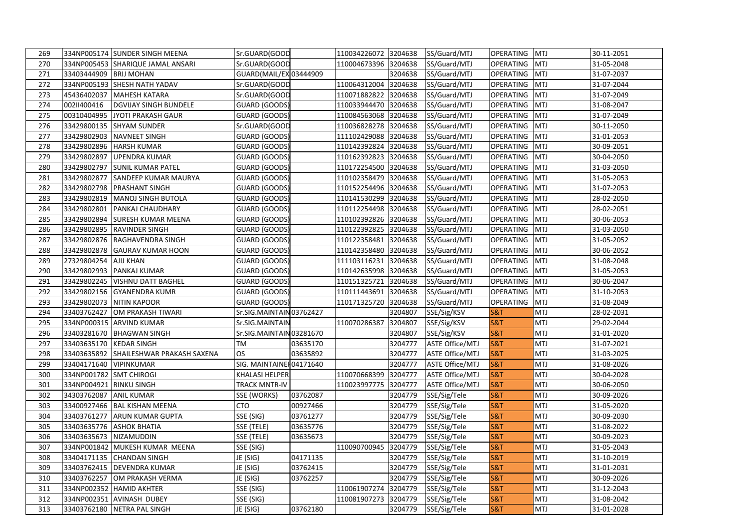| | | | | | | | | | | |
|---|---|---|---|---|---|---|---|---|---|---|
| 269 | 334NP005174 | SUNDER SINGH MEENA | Sr.GUARD(GOOD | | 110034226072 | 3204638 | SS/Guard/MTJ | OPERATING | MTJ | 30-11-2051 |
| 270 | 334NP005453 | SHARIQUE JAMAL ANSARI | Sr.GUARD(GOOD | | 110004673396 | 3204638 | SS/Guard/MTJ | OPERATING | MTJ | 31-05-2048 |
| 271 | 33403444909 | BRIJ MOHAN | GUARD(MAIL/EX | 03444909 | | 3204638 | SS/Guard/MTJ | OPERATING | MTJ | 31-07-2037 |
| 272 | 334NP005193 | SHESH NATH YADAV | Sr.GUARD(GOOD | | 110064312004 | 3204638 | SS/Guard/MTJ | OPERATING | MTJ | 31-07-2044 |
| 273 | 45436402037 | MAHESH KATARA | Sr.GUARD(GOOD | | 110071882822 | 3204638 | SS/Guard/MTJ | OPERATING | MTJ | 31-07-2049 |
| 274 | 002II400416 | DGVIJAY SINGH BUNDELE | GUARD (GOODS) | | 110033944470 | 3204638 | SS/Guard/MTJ | OPERATING | MTJ | 31-08-2047 |
| 275 | 00310404995 | JYOTI PRAKASH GAUR | GUARD (GOODS) | | 110084563068 | 3204638 | SS/Guard/MTJ | OPERATING | MTJ | 31-07-2049 |
| 276 | 33429800135 | SHYAM SUNDER | Sr.GUARD(GOOD | | 110036828278 | 3204638 | SS/Guard/MTJ | OPERATING | MTJ | 30-11-2050 |
| 277 | 33429802903 | NAVNEET SINGH | GUARD (GOODS) | | 111102429088 | 3204638 | SS/Guard/MTJ | OPERATING | MTJ | 31-01-2053 |
| 278 | 33429802896 | HARSH KUMAR | GUARD (GOODS) | | 110142392824 | 3204638 | SS/Guard/MTJ | OPERATING | MTJ | 30-09-2051 |
| 279 | 33429802897 | UPENDRA KUMAR | GUARD (GOODS) | | 110162392823 | 3204638 | SS/Guard/MTJ | OPERATING | MTJ | 30-04-2050 |
| 280 | 33429802797 | SUNIL KUMAR PATEL | GUARD (GOODS) | | 110172254500 | 3204638 | SS/Guard/MTJ | OPERATING | MTJ | 31-03-2050 |
| 281 | 33429802877 | SANDEEP KUMAR MAURYA | GUARD (GOODS) | | 110102358479 | 3204638 | SS/Guard/MTJ | OPERATING | MTJ | 31-05-2053 |
| 282 | 33429802798 | PRASHANT SINGH | GUARD (GOODS) | | 110152254496 | 3204638 | SS/Guard/MTJ | OPERATING | MTJ | 31-07-2053 |
| 283 | 33429802819 | MANOJ SINGH BUTOLA | GUARD (GOODS) | | 110141530299 | 3204638 | SS/Guard/MTJ | OPERATING | MTJ | 28-02-2050 |
| 284 | 33429802801 | PANKAJ CHAUDHARY | GUARD (GOODS) | | 110112254498 | 3204638 | SS/Guard/MTJ | OPERATING | MTJ | 28-02-2051 |
| 285 | 33429802894 | SURESH KUMAR MEENA | GUARD (GOODS) | | 110102392826 | 3204638 | SS/Guard/MTJ | OPERATING | MTJ | 30-06-2053 |
| 286 | 33429802895 | RAVINDER SINGH | GUARD (GOODS) | | 110122392825 | 3204638 | SS/Guard/MTJ | OPERATING | MTJ | 31-03-2050 |
| 287 | 33429802876 | RAGHAVENDRA SINGH | GUARD (GOODS) | | 110122358481 | 3204638 | SS/Guard/MTJ | OPERATING | MTJ | 31-05-2052 |
| 288 | 33429802878 | GAURAV KUMAR HOON | GUARD (GOODS) | | 110142358480 | 3204638 | SS/Guard/MTJ | OPERATING | MTJ | 30-06-2052 |
| 289 | 27329804254 | AJIJ KHAN | GUARD (GOODS) | | 111103116231 | 3204638 | SS/Guard/MTJ | OPERATING | MTJ | 31-08-2048 |
| 290 | 33429802993 | PANKAJ KUMAR | GUARD (GOODS) | | 110142635998 | 3204638 | SS/Guard/MTJ | OPERATING | MTJ | 31-05-2053 |
| 291 | 33429802245 | VISHNU DATT BAGHEL | GUARD (GOODS) | | 110151325721 | 3204638 | SS/Guard/MTJ | OPERATING | MTJ | 30-06-2047 |
| 292 | 33429802156 | GYANENDRA KUMR | GUARD (GOODS) | | 110111443691 | 3204638 | SS/Guard/MTJ | OPERATING | MTJ | 31-10-2053 |
| 293 | 33429802073 | NITIN KAPOOR | GUARD (GOODS) | | 110171325720 | 3204638 | SS/Guard/MTJ | OPERATING | MTJ | 31-08-2049 |
| 294 | 33403762427 | OM PRAKASH TIWARI | Sr.SIG.MAINTAIN | 03762427 | | 3204807 | SSE/Sig/KSV | S&T | MTJ | 28-02-2031 |
| 295 | 334NP000315 | ARVIND KUMAR | Sr.SIG.MAINTAIN | | 110070286387 | 3204807 | SSE/Sig/KSV | S&T | MTJ | 29-02-2044 |
| 296 | 33403281670 | BHAGWAN SINGH | Sr.SIG.MAINTAIN | 03281670 | | 3204807 | SSE/Sig/KSV | S&T | MTJ | 31-01-2020 |
| 297 | 33403635170 | KEDAR SINGH | TM | 03635170 | | 3204777 | ASTE Office/MTJ | S&T | MTJ | 31-07-2021 |
| 298 | 33403635892 | SHAILESHWAR PRAKASH SAXENA | OS | 03635892 | | 3204777 | ASTE Office/MTJ | S&T | MTJ | 31-03-2025 |
| 299 | 33404171640 | VIPINKUMAR | SIG. MAINTAINEI | 04171640 | | 3204777 | ASTE Office/MTJ | S&T | MTJ | 31-08-2026 |
| 300 | 334NP001782 | SMT CHIROGI | KHALASI HELPER | | 110070668399 | 3204777 | ASTE Office/MTJ | S&T | MTJ | 30-04-2028 |
| 301 | 334NP004921 | RINKU SINGH | TRACK MNTR-IV | | 110023997775 | 3204777 | ASTE Office/MTJ | S&T | MTJ | 30-06-2050 |
| 302 | 34303762087 | ANIL KUMAR | SSE (WORKS) | 03762087 | | 3204779 | SSE/Sig/Tele | S&T | MTJ | 30-09-2026 |
| 303 | 33400927466 | BAL KISHAN MEENA | CTO | 00927466 | | 3204779 | SSE/Sig/Tele | S&T | MTJ | 31-05-2020 |
| 304 | 33403761277 | ARUN KUMAR GUPTA | SSE (SIG) | 03761277 | | 3204779 | SSE/Sig/Tele | S&T | MTJ | 30-09-2030 |
| 305 | 33403635776 | ASHOK BHATIA | SSE (TELE) | 03635776 | | 3204779 | SSE/Sig/Tele | S&T | MTJ | 31-08-2022 |
| 306 | 33403635673 | NIZAMUDDIN | SSE (TELE) | 03635673 | | 3204779 | SSE/Sig/Tele | S&T | MTJ | 30-09-2023 |
| 307 | 334NP001842 | MUKESH KUMAR MEENA | SSE (SIG) | | 110090700945 | 3204779 | SSE/Sig/Tele | S&T | MTJ | 31-05-2043 |
| 308 | 33404171135 | CHANDAN SINGH | JE (SIG) | 04171135 | | 3204779 | SSE/Sig/Tele | S&T | MTJ | 31-10-2019 |
| 309 | 33403762415 | DEVENDRA KUMAR | JE (SIG) | 03762415 | | 3204779 | SSE/Sig/Tele | S&T | MTJ | 31-01-2031 |
| 310 | 33403762257 | OM PRAKASH VERMA | JE (SIG) | 03762257 | | 3204779 | SSE/Sig/Tele | S&T | MTJ | 30-09-2026 |
| 311 | 334NP002352 | HAMID AKHTER | SSE (SIG) | | 110061907274 | 3204779 | SSE/Sig/Tele | S&T | MTJ | 31-12-2043 |
| 312 | 334NP002351 | AVINASH DUBEY | SSE (SIG) | | 110081907273 | 3204779 | SSE/Sig/Tele | S&T | MTJ | 31-08-2042 |
| 313 | 33403762180 | NETRA PAL SINGH | JE (SIG) | 03762180 | | 3204779 | SSE/Sig/Tele | S&T | MTJ | 31-01-2028 |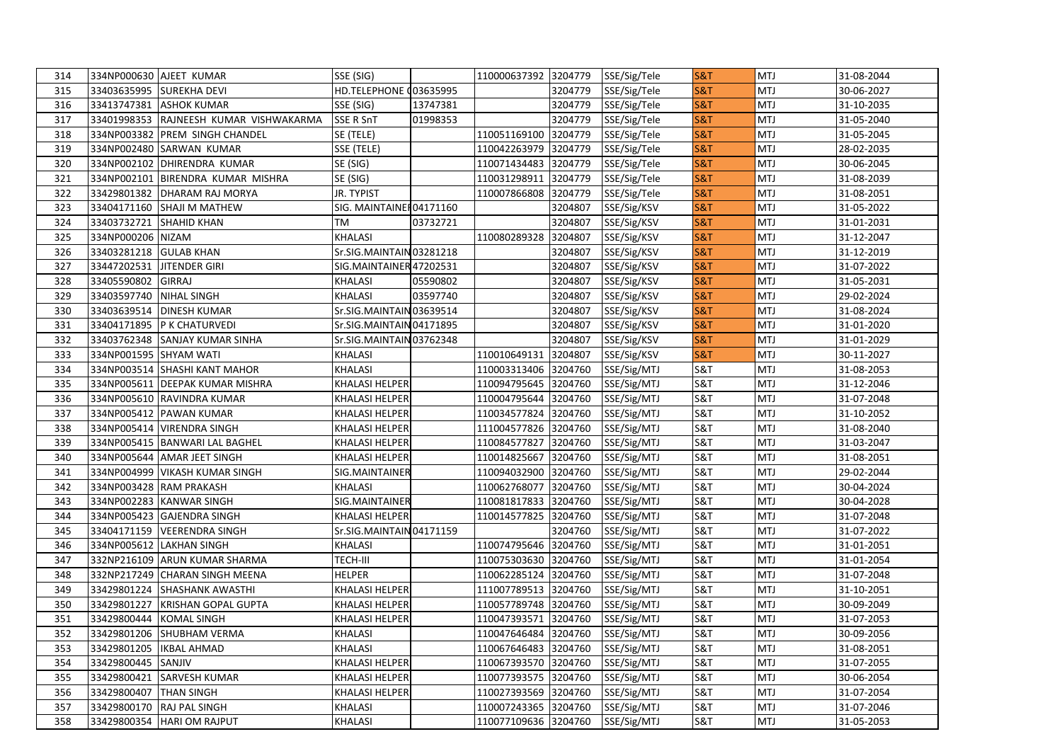| 314 | 334NP000630 | AJEET KUMAR | SSE (SIG) | | 110000637392 | 3204779 | SSE/Sig/Tele | S&T | MTJ | 31-08-2044 |
|---|---|---|---|---|---|---|---|---|---|---|
| 315 | 33403635995 | SUREKHA DEVI | HD.TELEPHONE ( | 03635995 | | 3204779 | SSE/Sig/Tele | S&T | MTJ | 30-06-2027 |
| 316 | 33413747381 | ASHOK KUMAR | SSE (SIG) | 13747381 | | 3204779 | SSE/Sig/Tele | S&T | MTJ | 31-10-2035 |
| 317 | 33401998353 | RAJNEESH KUMAR VISHWAKARMA | SSE R SnT | 01998353 | | 3204779 | SSE/Sig/Tele | S&T | MTJ | 31-05-2040 |
| 318 | 334NP003382 | PREM SINGH CHANDEL | SE (TELE) | | 110051169100 | 3204779 | SSE/Sig/Tele | S&T | MTJ | 31-05-2045 |
| 319 | 334NP002480 | SARWAN KUMAR | SSE (TELE) | | 110042263979 | 3204779 | SSE/Sig/Tele | S&T | MTJ | 28-02-2035 |
| 320 | 334NP002102 | DHIRENDRA KUMAR | SE (SIG) | | 110071434483 | 3204779 | SSE/Sig/Tele | S&T | MTJ | 30-06-2045 |
| 321 | 334NP002101 | BIRENDRA KUMAR MISHRA | SE (SIG) | | 110031298911 | 3204779 | SSE/Sig/Tele | S&T | MTJ | 31-08-2039 |
| 322 | 33429801382 | DHARAM RAJ MORYA | JR. TYPIST | | 110007866808 | 3204779 | SSE/Sig/Tele | S&T | MTJ | 31-08-2051 |
| 323 | 33404171160 | SHAJI M MATHEW | SIG. MAINTAINE | 04171160 | | 3204807 | SSE/Sig/KSV | S&T | MTJ | 31-05-2022 |
| 324 | 33403732721 | SHAHID KHAN | TM | 03732721 | | 3204807 | SSE/Sig/KSV | S&T | MTJ | 31-01-2031 |
| 325 | 334NP000206 | NIZAM | KHALASI | | 110080289328 | 3204807 | SSE/Sig/KSV | S&T | MTJ | 31-12-2047 |
| 326 | 33403281218 | GULAB KHAN | Sr.SIG.MAINTAIN | 03281218 | | 3204807 | SSE/Sig/KSV | S&T | MTJ | 31-12-2019 |
| 327 | 33447202531 | JITENDER GIRI | SIG.MAINTAINER | 47202531 | | 3204807 | SSE/Sig/KSV | S&T | MTJ | 31-07-2022 |
| 328 | 33405590802 | GIRRAJ | KHALASI | 05590802 | | 3204807 | SSE/Sig/KSV | S&T | MTJ | 31-05-2031 |
| 329 | 33403597740 | NIHAL SINGH | KHALASI | 03597740 | | 3204807 | SSE/Sig/KSV | S&T | MTJ | 29-02-2024 |
| 330 | 33403639514 | DINESH KUMAR | Sr.SIG.MAINTAIN | 03639514 | | 3204807 | SSE/Sig/KSV | S&T | MTJ | 31-08-2024 |
| 331 | 33404171895 | P K CHATURVEDI | Sr.SIG.MAINTAIN | 04171895 | | 3204807 | SSE/Sig/KSV | S&T | MTJ | 31-01-2020 |
| 332 | 33403762348 | SANJAY KUMAR SINHA | Sr.SIG.MAINTAIN | 03762348 | | 3204807 | SSE/Sig/KSV | S&T | MTJ | 31-01-2029 |
| 333 | 334NP001595 | SHYAM WATI | KHALASI | | 110010649131 | 3204807 | SSE/Sig/KSV | S&T | MTJ | 30-11-2027 |
| 334 | 334NP003514 | SHASHI KANT MAHOR | KHALASI | | 110003313406 | 3204760 | SSE/Sig/MTJ | S&T | MTJ | 31-08-2053 |
| 335 | 334NP005611 | DEEPAK KUMAR MISHRA | KHALASI HELPER | | 110094795645 | 3204760 | SSE/Sig/MTJ | S&T | MTJ | 31-12-2046 |
| 336 | 334NP005610 | RAVINDRA KUMAR | KHALASI HELPER | | 110004795644 | 3204760 | SSE/Sig/MTJ | S&T | MTJ | 31-07-2048 |
| 337 | 334NP005412 | PAWAN KUMAR | KHALASI HELPER | | 110034577824 | 3204760 | SSE/Sig/MTJ | S&T | MTJ | 31-10-2052 |
| 338 | 334NP005414 | VIRENDRA SINGH | KHALASI HELPER | | 111004577826 | 3204760 | SSE/Sig/MTJ | S&T | MTJ | 31-08-2040 |
| 339 | 334NP005415 | BANWARI LAL BAGHEL | KHALASI HELPER | | 110084577827 | 3204760 | SSE/Sig/MTJ | S&T | MTJ | 31-03-2047 |
| 340 | 334NP005644 | AMAR JEET SINGH | KHALASI HELPER | | 110014825667 | 3204760 | SSE/Sig/MTJ | S&T | MTJ | 31-08-2051 |
| 341 | 334NP004999 | VIKASH KUMAR SINGH | SIG.MAINTAINER | | 110094032900 | 3204760 | SSE/Sig/MTJ | S&T | MTJ | 29-02-2044 |
| 342 | 334NP003428 | RAM PRAKASH | KHALASI | | 110062768077 | 3204760 | SSE/Sig/MTJ | S&T | MTJ | 30-04-2024 |
| 343 | 334NP002283 | KANWAR SINGH | SIG.MAINTAINER | | 110081817833 | 3204760 | SSE/Sig/MTJ | S&T | MTJ | 30-04-2028 |
| 344 | 334NP005423 | GAJENDRA SINGH | KHALASI HELPER | | 110014577825 | 3204760 | SSE/Sig/MTJ | S&T | MTJ | 31-07-2048 |
| 345 | 33404171159 | VEERENDRA SINGH | Sr.SIG.MAINTAIN | 04171159 | | 3204760 | SSE/Sig/MTJ | S&T | MTJ | 31-07-2022 |
| 346 | 334NP005612 | LAKHAN SINGH | KHALASI | | 110074795646 | 3204760 | SSE/Sig/MTJ | S&T | MTJ | 31-01-2051 |
| 347 | 332NP216109 | ARUN KUMAR SHARMA | TECH-III | | 110075303630 | 3204760 | SSE/Sig/MTJ | S&T | MTJ | 31-01-2054 |
| 348 | 332NP217249 | CHARAN SINGH MEENA | HELPER | | 110062285124 | 3204760 | SSE/Sig/MTJ | S&T | MTJ | 31-07-2048 |
| 349 | 33429801224 | SHASHANK AWASTHI | KHALASI HELPER | | 111007789513 | 3204760 | SSE/Sig/MTJ | S&T | MTJ | 31-10-2051 |
| 350 | 33429801227 | KRISHAN GOPAL GUPTA | KHALASI HELPER | | 110057789748 | 3204760 | SSE/Sig/MTJ | S&T | MTJ | 30-09-2049 |
| 351 | 33429800444 | KOMAL SINGH | KHALASI HELPER | | 110047393571 | 3204760 | SSE/Sig/MTJ | S&T | MTJ | 31-07-2053 |
| 352 | 33429801206 | SHUBHAM VERMA | KHALASI | | 110047646484 | 3204760 | SSE/Sig/MTJ | S&T | MTJ | 30-09-2056 |
| 353 | 33429801205 | IKBAL AHMAD | KHALASI | | 110067646483 | 3204760 | SSE/Sig/MTJ | S&T | MTJ | 31-08-2051 |
| 354 | 33429800445 | SANJIV | KHALASI HELPER | | 110067393570 | 3204760 | SSE/Sig/MTJ | S&T | MTJ | 31-07-2055 |
| 355 | 33429800421 | SARVESH KUMAR | KHALASI HELPER | | 110077393575 | 3204760 | SSE/Sig/MTJ | S&T | MTJ | 30-06-2054 |
| 356 | 33429800407 | THAN SINGH | KHALASI HELPER | | 110027393569 | 3204760 | SSE/Sig/MTJ | S&T | MTJ | 31-07-2054 |
| 357 | 33429800170 | RAJ PAL SINGH | KHALASI | | 110007243365 | 3204760 | SSE/Sig/MTJ | S&T | MTJ | 31-07-2046 |
| 358 | 33429800354 | HARI OM RAJPUT | KHALASI | | 110077109636 | 3204760 | SSE/Sig/MTJ | S&T | MTJ | 31-05-2053 |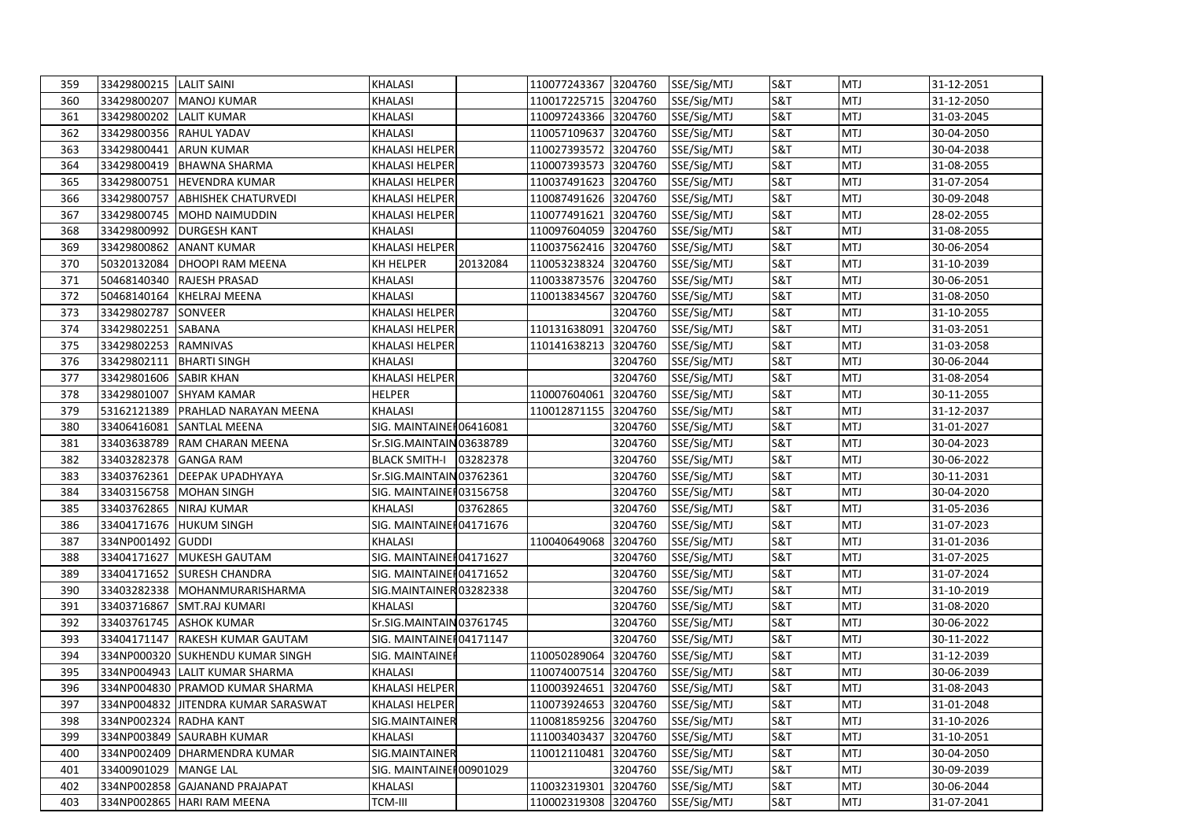| 359 | 33429800215 | LALIT SAINI | KHALASI | | 110077243367 | 3204760 | SSE/Sig/MTJ | S&T | MTJ | 31-12-2051 |
|---|---|---|---|---|---|---|---|---|---|---|
| 360 | 33429800207 | MANOJ KUMAR | KHALASI | | 110017225715 | 3204760 | SSE/Sig/MTJ | S&T | MTJ | 31-12-2050 |
| 361 | 33429800202 | LALIT KUMAR | KHALASI | | 110097243366 | 3204760 | SSE/Sig/MTJ | S&T | MTJ | 31-03-2045 |
| 362 | 33429800356 | RAHUL YADAV | KHALASI | | 110057109637 | 3204760 | SSE/Sig/MTJ | S&T | MTJ | 30-04-2050 |
| 363 | 33429800441 | ARUN KUMAR | KHALASI HELPER | | 110027393572 | 3204760 | SSE/Sig/MTJ | S&T | MTJ | 30-04-2038 |
| 364 | 33429800419 | BHAWNA SHARMA | KHALASI HELPER | | 110007393573 | 3204760 | SSE/Sig/MTJ | S&T | MTJ | 31-08-2055 |
| 365 | 33429800751 | HEVENDRA KUMAR | KHALASI HELPER | | 110037491623 | 3204760 | SSE/Sig/MTJ | S&T | MTJ | 31-07-2054 |
| 366 | 33429800757 | ABHISHEK CHATURVEDI | KHALASI HELPER | | 110087491626 | 3204760 | SSE/Sig/MTJ | S&T | MTJ | 30-09-2048 |
| 367 | 33429800745 | MOHD NAIMUDDIN | KHALASI HELPER | | 110077491621 | 3204760 | SSE/Sig/MTJ | S&T | MTJ | 28-02-2055 |
| 368 | 33429800992 | DURGESH KANT | KHALASI | | 110097604059 | 3204760 | SSE/Sig/MTJ | S&T | MTJ | 31-08-2055 |
| 369 | 33429800862 | ANANT KUMAR | KHALASI HELPER | | 110037562416 | 3204760 | SSE/Sig/MTJ | S&T | MTJ | 30-06-2054 |
| 370 | 50320132084 | DHOOPI RAM MEENA | KH HELPER | 20132084 | 110053238324 | 3204760 | SSE/Sig/MTJ | S&T | MTJ | 31-10-2039 |
| 371 | 50468140340 | RAJESH PRASAD | KHALASI | | 110033873576 | 3204760 | SSE/Sig/MTJ | S&T | MTJ | 30-06-2051 |
| 372 | 50468140164 | KHELRAJ MEENA | KHALASI | | 110013834567 | 3204760 | SSE/Sig/MTJ | S&T | MTJ | 31-08-2050 |
| 373 | 33429802787 | SONVEER | KHALASI HELPER | | | 3204760 | SSE/Sig/MTJ | S&T | MTJ | 31-10-2055 |
| 374 | 33429802251 | SABANA | KHALASI HELPER | | 110131638091 | 3204760 | SSE/Sig/MTJ | S&T | MTJ | 31-03-2051 |
| 375 | 33429802253 | RAMNIVAS | KHALASI HELPER | | 110141638213 | 3204760 | SSE/Sig/MTJ | S&T | MTJ | 31-03-2058 |
| 376 | 33429802111 | BHARTI SINGH | KHALASI | | | 3204760 | SSE/Sig/MTJ | S&T | MTJ | 30-06-2044 |
| 377 | 33429801606 | SABIR KHAN | KHALASI HELPER | | | 3204760 | SSE/Sig/MTJ | S&T | MTJ | 31-08-2054 |
| 378 | 33429801007 | SHYAM KAMAR | HELPER | | 110007604061 | 3204760 | SSE/Sig/MTJ | S&T | MTJ | 30-11-2055 |
| 379 | 53162121389 | PRAHLAD NARAYAN MEENA | KHALASI | | 110012871155 | 3204760 | SSE/Sig/MTJ | S&T | MTJ | 31-12-2037 |
| 380 | 33406416081 | SANTLAL MEENA | SIG. MAINTAINER | 06416081 | | 3204760 | SSE/Sig/MTJ | S&T | MTJ | 31-01-2027 |
| 381 | 33403638789 | RAM CHARAN MEENA | Sr.SIG.MAINTAIN | 03638789 | | 3204760 | SSE/Sig/MTJ | S&T | MTJ | 30-04-2023 |
| 382 | 33403282378 | GANGA RAM | BLACK SMITH-I | 03282378 | | 3204760 | SSE/Sig/MTJ | S&T | MTJ | 30-06-2022 |
| 383 | 33403762361 | DEEPAK UPADHYAYA | Sr.SIG.MAINTAIN | 03762361 | | 3204760 | SSE/Sig/MTJ | S&T | MTJ | 30-11-2031 |
| 384 | 33403156758 | MOHAN SINGH | SIG. MAINTAINER | 03156758 | | 3204760 | SSE/Sig/MTJ | S&T | MTJ | 30-04-2020 |
| 385 | 33403762865 | NIRAJ KUMAR | KHALASI | 03762865 | | 3204760 | SSE/Sig/MTJ | S&T | MTJ | 31-05-2036 |
| 386 | 33404171676 | HUKUM SINGH | SIG. MAINTAINER | 04171676 | | 3204760 | SSE/Sig/MTJ | S&T | MTJ | 31-07-2023 |
| 387 | 334NP001492 | GUDDI | KHALASI | | 110040649068 | 3204760 | SSE/Sig/MTJ | S&T | MTJ | 31-01-2036 |
| 388 | 33404171627 | MUKESH GAUTAM | SIG. MAINTAINER | 04171627 | | 3204760 | SSE/Sig/MTJ | S&T | MTJ | 31-07-2025 |
| 389 | 33404171652 | SURESH CHANDRA | SIG. MAINTAINER | 04171652 | | 3204760 | SSE/Sig/MTJ | S&T | MTJ | 31-07-2024 |
| 390 | 33403282338 | MOHANMURARISHARMA | SIG.MAINTAINER | 03282338 | | 3204760 | SSE/Sig/MTJ | S&T | MTJ | 31-10-2019 |
| 391 | 33403716867 | SMT.RAJ KUMARI | KHALASI | | | 3204760 | SSE/Sig/MTJ | S&T | MTJ | 31-08-2020 |
| 392 | 33403761745 | ASHOK KUMAR | Sr.SIG.MAINTAIN | 03761745 | | 3204760 | SSE/Sig/MTJ | S&T | MTJ | 30-06-2022 |
| 393 | 33404171147 | RAKESH KUMAR GAUTAM | SIG. MAINTAINER | 04171147 | | 3204760 | SSE/Sig/MTJ | S&T | MTJ | 30-11-2022 |
| 394 | 334NP000320 | SUKHENDU KUMAR SINGH | SIG. MAINTAINER | | 110050289064 | 3204760 | SSE/Sig/MTJ | S&T | MTJ | 31-12-2039 |
| 395 | 334NP004943 | LALIT KUMAR SHARMA | KHALASI | | 110074007514 | 3204760 | SSE/Sig/MTJ | S&T | MTJ | 30-06-2039 |
| 396 | 334NP004830 | PRAMOD KUMAR SHARMA | KHALASI HELPER | | 110003924651 | 3204760 | SSE/Sig/MTJ | S&T | MTJ | 31-08-2043 |
| 397 | 334NP004832 | JITENDRA KUMAR SARASWAT | KHALASI HELPER | | 110073924653 | 3204760 | SSE/Sig/MTJ | S&T | MTJ | 31-01-2048 |
| 398 | 334NP002324 | RADHA KANT | SIG.MAINTAINER | | 110081859256 | 3204760 | SSE/Sig/MTJ | S&T | MTJ | 31-10-2026 |
| 399 | 334NP003849 | SAURABH KUMAR | KHALASI | | 111003403437 | 3204760 | SSE/Sig/MTJ | S&T | MTJ | 31-10-2051 |
| 400 | 334NP002409 | DHARMENDRA KUMAR | SIG.MAINTAINER | | 110012110481 | 3204760 | SSE/Sig/MTJ | S&T | MTJ | 30-04-2050 |
| 401 | 33400901029 | MANGE LAL | SIG. MAINTAINER | 00901029 | | 3204760 | SSE/Sig/MTJ | S&T | MTJ | 30-09-2039 |
| 402 | 334NP002858 | GAJANAND PRAJAPAT | KHALASI | | 110032319301 | 3204760 | SSE/Sig/MTJ | S&T | MTJ | 30-06-2044 |
| 403 | 334NP002865 | HARI RAM MEENA | TCM-III | | 110002319308 | 3204760 | SSE/Sig/MTJ | S&T | MTJ | 31-07-2041 |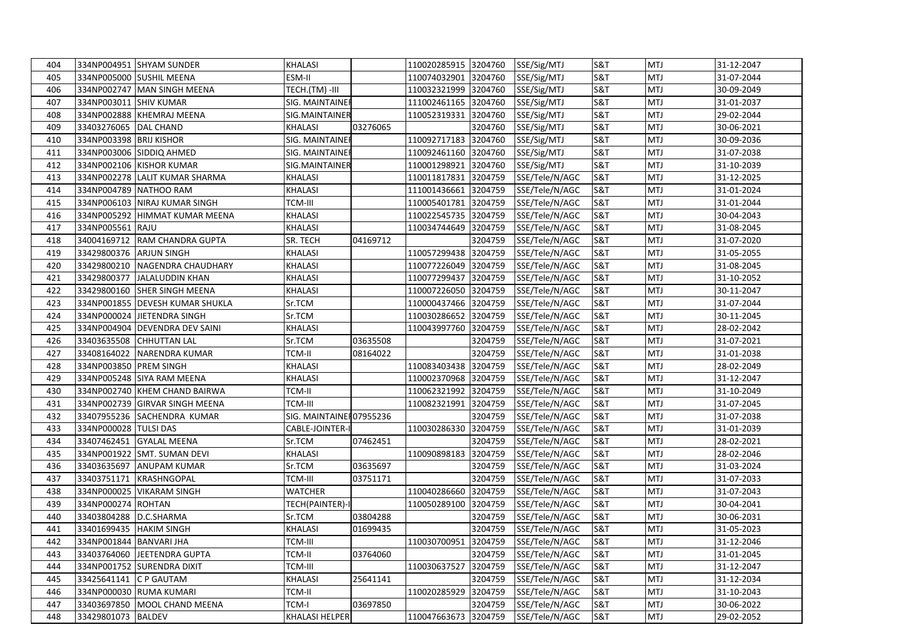| 404 | 334NP004951 | SHYAM SUNDER | KHALASI | | 110020285915 | 3204760 | SSE/Sig/MTJ | S&T | MTJ | 31-12-2047 |
|---|---|---|---|---|---|---|---|---|---|---|
| 405 | 334NP005000 | SUSHIL MEENA | ESM-II | | 110074032901 | 3204760 | SSE/Sig/MTJ | S&T | MTJ | 31-07-2044 |
| 406 | 334NP002747 | MAN SINGH MEENA | TECH.(TM) -III | | 110032321999 | 3204760 | SSE/Sig/MTJ | S&T | MTJ | 30-09-2049 |
| 407 | 334NP003011 | SHIV KUMAR | SIG. MAINTAINER | | 111002461165 | 3204760 | SSE/Sig/MTJ | S&T | MTJ | 31-01-2037 |
| 408 | 334NP002888 | KHEMRAJ MEENA | SIG.MAINTAINER | | 110052319331 | 3204760 | SSE/Sig/MTJ | S&T | MTJ | 29-02-2044 |
| 409 | 33403276065 | DAL CHAND | KHALASI | 03276065 | | 3204760 | SSE/Sig/MTJ | S&T | MTJ | 30-06-2021 |
| 410 | 334NP003398 | BRIJ KISHOR | SIG. MAINTAINER | | 110092717183 | 3204760 | SSE/Sig/MTJ | S&T | MTJ | 30-09-2036 |
| 411 | 334NP003006 | SIDDIQ AHMED | SIG. MAINTAINER | | 110092461160 | 3204760 | SSE/Sig/MTJ | S&T | MTJ | 31-07-2038 |
| 412 | 334NP002106 | KISHOR KUMAR | SIG.MAINTAINER | | 110001298921 | 3204760 | SSE/Sig/MTJ | S&T | MTJ | 31-10-2039 |
| 413 | 334NP002278 | LALIT KUMAR SHARMA | KHALASI | | 110011817831 | 3204759 | SSE/Tele/N/AGC | S&T | MTJ | 31-12-2025 |
| 414 | 334NP004789 | NATHOO RAM | KHALASI | | 111001436661 | 3204759 | SSE/Tele/N/AGC | S&T | MTJ | 31-01-2024 |
| 415 | 334NP006103 | NIRAJ KUMAR SINGH | TCM-III | | 110005401781 | 3204759 | SSE/Tele/N/AGC | S&T | MTJ | 31-01-2044 |
| 416 | 334NP005292 | HIMMAT KUMAR MEENA | KHALASI | | 110022545735 | 3204759 | SSE/Tele/N/AGC | S&T | MTJ | 30-04-2043 |
| 417 | 334NP005561 | RAJU | KHALASI | | 110034744649 | 3204759 | SSE/Tele/N/AGC | S&T | MTJ | 31-08-2045 |
| 418 | 34004169712 | RAM CHANDRA GUPTA | SR. TECH | 04169712 | | 3204759 | SSE/Tele/N/AGC | S&T | MTJ | 31-07-2020 |
| 419 | 33429800376 | ARJUN SINGH | KHALASI | | 110057299438 | 3204759 | SSE/Tele/N/AGC | S&T | MTJ | 31-05-2055 |
| 420 | 33429800210 | NAGENDRA CHAUDHARY | KHALASI | | 110077226049 | 3204759 | SSE/Tele/N/AGC | S&T | MTJ | 31-08-2045 |
| 421 | 33429800377 | JALALUDDIN KHAN | KHALASI | | 110077299437 | 3204759 | SSE/Tele/N/AGC | S&T | MTJ | 31-10-2052 |
| 422 | 33429800160 | SHER SINGH MEENA | KHALASI | | 110007226050 | 3204759 | SSE/Tele/N/AGC | S&T | MTJ | 30-11-2047 |
| 423 | 334NP001855 | DEVESH KUMAR SHUKLA | Sr.TCM | | 110000437466 | 3204759 | SSE/Tele/N/AGC | S&T | MTJ | 31-07-2044 |
| 424 | 334NP000024 | JIETENDRA SINGH | Sr.TCM | | 110030286652 | 3204759 | SSE/Tele/N/AGC | S&T | MTJ | 30-11-2045 |
| 425 | 334NP004904 | DEVENDRA DEV SAINI | KHALASI | | 110043997760 | 3204759 | SSE/Tele/N/AGC | S&T | MTJ | 28-02-2042 |
| 426 | 33403635508 | CHHUTTAN LAL | Sr.TCM | 03635508 | | 3204759 | SSE/Tele/N/AGC | S&T | MTJ | 31-07-2021 |
| 427 | 33408164022 | NARENDRA KUMAR | TCM-II | 08164022 | | 3204759 | SSE/Tele/N/AGC | S&T | MTJ | 31-01-2038 |
| 428 | 334NP003850 | PREM SINGH | KHALASI | | 110083403438 | 3204759 | SSE/Tele/N/AGC | S&T | MTJ | 28-02-2049 |
| 429 | 334NP005248 | SIYA RAM MEENA | KHALASI | | 110002370968 | 3204759 | SSE/Tele/N/AGC | S&T | MTJ | 31-12-2047 |
| 430 | 334NP002740 | KHEM CHAND BAIRWA | TCM-II | | 110062321992 | 3204759 | SSE/Tele/N/AGC | S&T | MTJ | 31-10-2049 |
| 431 | 334NP002739 | GIRVAR SINGH MEENA | TCM-III | | 110082321991 | 3204759 | SSE/Tele/N/AGC | S&T | MTJ | 31-07-2045 |
| 432 | 33407955236 | SACHENDRA KUMAR | SIG. MAINTAINER | 07955236 | | 3204759 | SSE/Tele/N/AGC | S&T | MTJ | 31-07-2038 |
| 433 | 334NP000028 | TULSI DAS | CABLE-JOINTER-I | | 110030286330 | 3204759 | SSE/Tele/N/AGC | S&T | MTJ | 31-01-2039 |
| 434 | 33407462451 | GYALAL MEENA | Sr.TCM | 07462451 | | 3204759 | SSE/Tele/N/AGC | S&T | MTJ | 28-02-2021 |
| 435 | 334NP001922 | SMT. SUMAN DEVI | KHALASI | | 110090898183 | 3204759 | SSE/Tele/N/AGC | S&T | MTJ | 28-02-2046 |
| 436 | 33403635697 | ANUPAM KUMAR | Sr.TCM | 03635697 | | 3204759 | SSE/Tele/N/AGC | S&T | MTJ | 31-03-2024 |
| 437 | 33403751171 | KRASHNGOPAL | TCM-III | 03751171 | | 3204759 | SSE/Tele/N/AGC | S&T | MTJ | 31-07-2033 |
| 438 | 334NP000025 | VIKARAM SINGH | WATCHER | | 110040286660 | 3204759 | SSE/Tele/N/AGC | S&T | MTJ | 31-07-2043 |
| 439 | 334NP000274 | ROHTAN | TECH(PAINTER)-I | | 110050289100 | 3204759 | SSE/Tele/N/AGC | S&T | MTJ | 30-04-2041 |
| 440 | 33403804288 | D.C.SHARMA | Sr.TCM | 03804288 | | 3204759 | SSE/Tele/N/AGC | S&T | MTJ | 30-06-2031 |
| 441 | 33401699435 | HAKIM SINGH | KHALASI | 01699435 | | 3204759 | SSE/Tele/N/AGC | S&T | MTJ | 31-05-2023 |
| 442 | 334NP001844 | BANVARI JHA | TCM-III | | 110030700951 | 3204759 | SSE/Tele/N/AGC | S&T | MTJ | 31-12-2046 |
| 443 | 33403764060 | JEETENDRA GUPTA | TCM-II | 03764060 | | 3204759 | SSE/Tele/N/AGC | S&T | MTJ | 31-01-2045 |
| 444 | 334NP001752 | SURENDRA DIXIT | TCM-III | | 110030637527 | 3204759 | SSE/Tele/N/AGC | S&T | MTJ | 31-12-2047 |
| 445 | 33425641141 | C P GAUTAM | KHALASI | 25641141 | | 3204759 | SSE/Tele/N/AGC | S&T | MTJ | 31-12-2034 |
| 446 | 334NP000030 | RUMA KUMARI | TCM-II | | 110020285929 | 3204759 | SSE/Tele/N/AGC | S&T | MTJ | 31-10-2043 |
| 447 | 33403697850 | MOOL CHAND MEENA | TCM-I | 03697850 | | 3204759 | SSE/Tele/N/AGC | S&T | MTJ | 30-06-2022 |
| 448 | 33429801073 | BALDEV | KHALASI HELPER | | 110047663673 | 3204759 | SSE/Tele/N/AGC | S&T | MTJ | 29-02-2052 |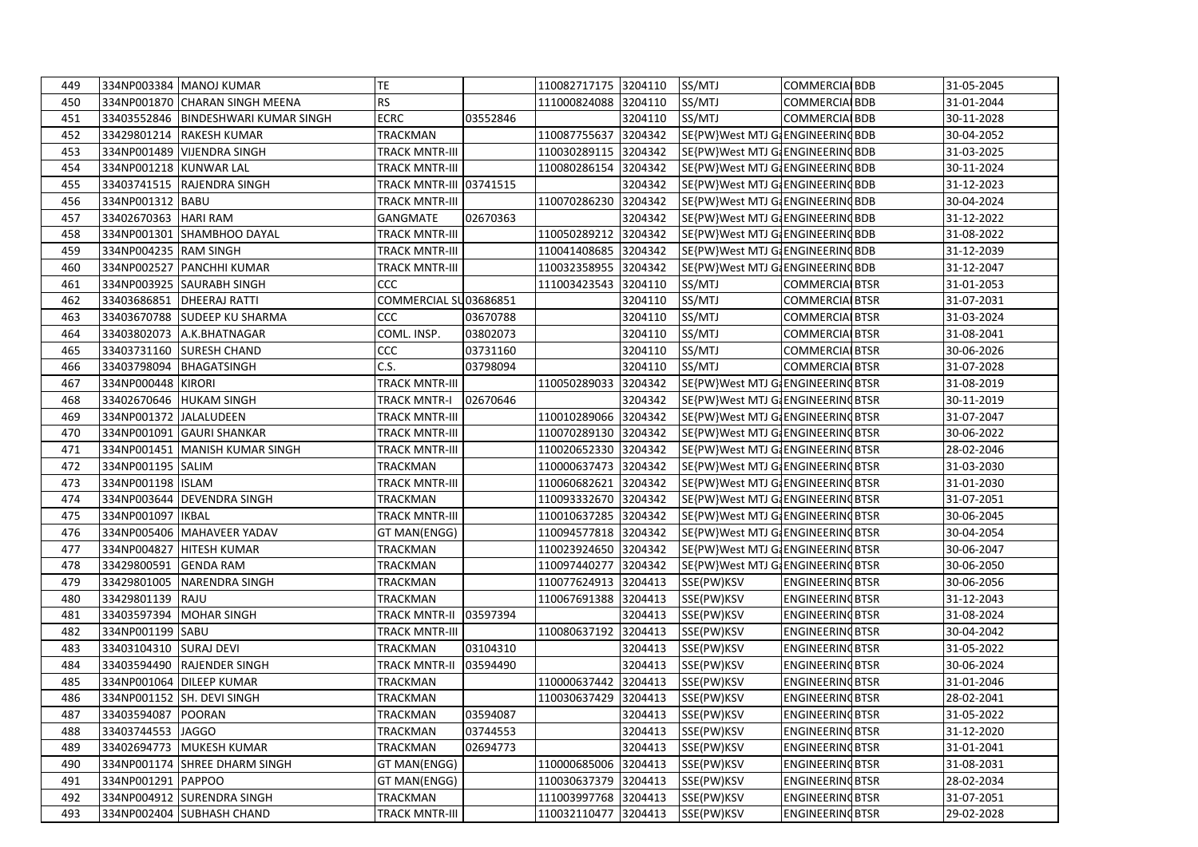| 449 | 334NP003384 | MANOJ KUMAR | TE | | 110082717175 | 3204110 | SS/MTJ | COMMERCIAL | BDB | 31-05-2045 |
|---|---|---|---|---|---|---|---|---|---|---|
| 450 | 334NP001870 | CHARAN SINGH MEENA | RS | | 111000824088 | 3204110 | SS/MTJ | COMMERCIAL | BDB | 31-01-2044 |
| 451 | 33403552846 | BINDESHWARI KUMAR SINGH | ECRC | 03552846 | | 3204110 | SS/MTJ | COMMERCIAL | BDB | 30-11-2028 |
| 452 | 33429801214 | RAKESH KUMAR | TRACKMAN | | 110087755637 | 3204342 | SE{PW}West MTJ G | ENGINEERING | BDB | 30-04-2052 |
| 453 | 334NP001489 | VIJENDRA SINGH | TRACK MNTR-III | | 110030289115 | 3204342 | SE{PW}West MTJ G | ENGINEERING | BDB | 31-03-2025 |
| 454 | 334NP001218 | KUNWAR LAL | TRACK MNTR-III | | 110080286154 | 3204342 | SE{PW}West MTJ G | ENGINEERING | BDB | 30-11-2024 |
| 455 | 33403741515 | RAJENDRA SINGH | TRACK MNTR-III | 03741515 | | 3204342 | SE{PW}West MTJ G | ENGINEERING | BDB | 31-12-2023 |
| 456 | 334NP001312 | BABU | TRACK MNTR-III | | 110070286230 | 3204342 | SE{PW}West MTJ G | ENGINEERING | BDB | 30-04-2024 |
| 457 | 33402670363 | HARI RAM | GANGMATE | 02670363 | | 3204342 | SE{PW}West MTJ G | ENGINEERING | BDB | 31-12-2022 |
| 458 | 334NP001301 | SHAMBHOO DAYAL | TRACK MNTR-III | | 110050289212 | 3204342 | SE{PW}West MTJ G | ENGINEERING | BDB | 31-08-2022 |
| 459 | 334NP004235 | RAM SINGH | TRACK MNTR-III | | 110041408685 | 3204342 | SE{PW}West MTJ G | ENGINEERING | BDB | 31-12-2039 |
| 460 | 334NP002527 | PANCHHI KUMAR | TRACK MNTR-III | | 110032358955 | 3204342 | SE{PW}West MTJ G | ENGINEERING | BDB | 31-12-2047 |
| 461 | 334NP003925 | SAURABH SINGH | CCC | | 111003423543 | 3204110 | SS/MTJ | COMMERCIAL | BTSR | 31-01-2053 |
| 462 | 33403686851 | DHEERAJ RATTI | COMMERCIAL SU | 03686851 | | 3204110 | SS/MTJ | COMMERCIAL | BTSR | 31-07-2031 |
| 463 | 33403670788 | SUDEEP KU SHARMA | CCC | 03670788 | | 3204110 | SS/MTJ | COMMERCIAL | BTSR | 31-03-2024 |
| 464 | 33403802073 | A.K.BHATNAGAR | COML. INSP. | 03802073 | | 3204110 | SS/MTJ | COMMERCIAL | BTSR | 31-08-2041 |
| 465 | 33403731160 | SURESH CHAND | CCC | 03731160 | | 3204110 | SS/MTJ | COMMERCIAL | BTSR | 30-06-2026 |
| 466 | 33403798094 | BHAGATSINGH | C.S. | 03798094 | | 3204110 | SS/MTJ | COMMERCIAL | BTSR | 31-07-2028 |
| 467 | 334NP000448 | KIRORI | TRACK MNTR-III | | 110050289033 | 3204342 | SE{PW}West MTJ G | ENGINEERING | BTSR | 31-08-2019 |
| 468 | 33402670646 | HUKAM SINGH | TRACK MNTR-I | 02670646 | | 3204342 | SE{PW}West MTJ G | ENGINEERING | BTSR | 30-11-2019 |
| 469 | 334NP001372 | JALALUDEEN | TRACK MNTR-III | | 110010289066 | 3204342 | SE{PW}West MTJ G | ENGINEERING | BTSR | 31-07-2047 |
| 470 | 334NP001091 | GAURI SHANKAR | TRACK MNTR-III | | 110070289130 | 3204342 | SE{PW}West MTJ G | ENGINEERING | BTSR | 30-06-2022 |
| 471 | 334NP001451 | MANISH KUMAR SINGH | TRACK MNTR-III | | 110020652330 | 3204342 | SE{PW}West MTJ G | ENGINEERING | BTSR | 28-02-2046 |
| 472 | 334NP001195 | SALIM | TRACKMAN | | 110000637473 | 3204342 | SE{PW}West MTJ G | ENGINEERING | BTSR | 31-03-2030 |
| 473 | 334NP001198 | ISLAM | TRACK MNTR-III | | 110060682621 | 3204342 | SE{PW}West MTJ G | ENGINEERING | BTSR | 31-01-2030 |
| 474 | 334NP003644 | DEVENDRA SINGH | TRACKMAN | | 110093332670 | 3204342 | SE{PW}West MTJ G | ENGINEERING | BTSR | 31-07-2051 |
| 475 | 334NP001097 | IKBAL | TRACK MNTR-III | | 110010637285 | 3204342 | SE{PW}West MTJ G | ENGINEERING | BTSR | 30-06-2045 |
| 476 | 334NP005406 | MAHAVEER YADAV | GT MAN(ENGG) | | 110094577818 | 3204342 | SE{PW}West MTJ G | ENGINEERING | BTSR | 30-04-2054 |
| 477 | 334NP004827 | HITESH KUMAR | TRACKMAN | | 110023924650 | 3204342 | SE{PW}West MTJ G | ENGINEERING | BTSR | 30-06-2047 |
| 478 | 33429800591 | GENDA RAM | TRACKMAN | | 110097440277 | 3204342 | SE{PW}West MTJ G | ENGINEERING | BTSR | 30-06-2050 |
| 479 | 33429801005 | NARENDRA SINGH | TRACKMAN | | 110077624913 | 3204413 | SSE(PW)KSV | ENGINEERING | BTSR | 30-06-2056 |
| 480 | 33429801139 | RAJU | TRACKMAN | | 110067691388 | 3204413 | SSE(PW)KSV | ENGINEERING | BTSR | 31-12-2043 |
| 481 | 33403597394 | MOHAR SINGH | TRACK MNTR-II | 03597394 | | 3204413 | SSE(PW)KSV | ENGINEERING | BTSR | 31-08-2024 |
| 482 | 334NP001199 | SABU | TRACK MNTR-III | | 110080637192 | 3204413 | SSE(PW)KSV | ENGINEERING | BTSR | 30-04-2042 |
| 483 | 33403104310 | SURAJ DEVI | TRACKMAN | 03104310 | | 3204413 | SSE(PW)KSV | ENGINEERING | BTSR | 31-05-2022 |
| 484 | 33403594490 | RAJENDER SINGH | TRACK MNTR-II | 03594490 | | 3204413 | SSE(PW)KSV | ENGINEERING | BTSR | 30-06-2024 |
| 485 | 334NP001064 | DILEEP KUMAR | TRACKMAN | | 110000637442 | 3204413 | SSE(PW)KSV | ENGINEERING | BTSR | 31-01-2046 |
| 486 | 334NP001152 | SH. DEVI SINGH | TRACKMAN | | 110030637429 | 3204413 | SSE(PW)KSV | ENGINEERING | BTSR | 28-02-2041 |
| 487 | 33403594087 | POORAN | TRACKMAN | 03594087 | | 3204413 | SSE(PW)KSV | ENGINEERING | BTSR | 31-05-2022 |
| 488 | 33403744553 | JAGGO | TRACKMAN | 03744553 | | 3204413 | SSE(PW)KSV | ENGINEERING | BTSR | 31-12-2020 |
| 489 | 33402694773 | MUKESH KUMAR | TRACKMAN | 02694773 | | 3204413 | SSE(PW)KSV | ENGINEERING | BTSR | 31-01-2041 |
| 490 | 334NP001174 | SHREE DHARM SINGH | GT MAN(ENGG) | | 110000685006 | 3204413 | SSE(PW)KSV | ENGINEERING | BTSR | 31-08-2031 |
| 491 | 334NP001291 | PAPPOO | GT MAN(ENGG) | | 110030637379 | 3204413 | SSE(PW)KSV | ENGINEERING | BTSR | 28-02-2034 |
| 492 | 334NP004912 | SURENDRA SINGH | TRACKMAN | | 111003997768 | 3204413 | SSE(PW)KSV | ENGINEERING | BTSR | 31-07-2051 |
| 493 | 334NP002404 | SUBHASH CHAND | TRACK MNTR-III | | 110032110477 | 3204413 | SSE(PW)KSV | ENGINEERING | BTSR | 29-02-2028 |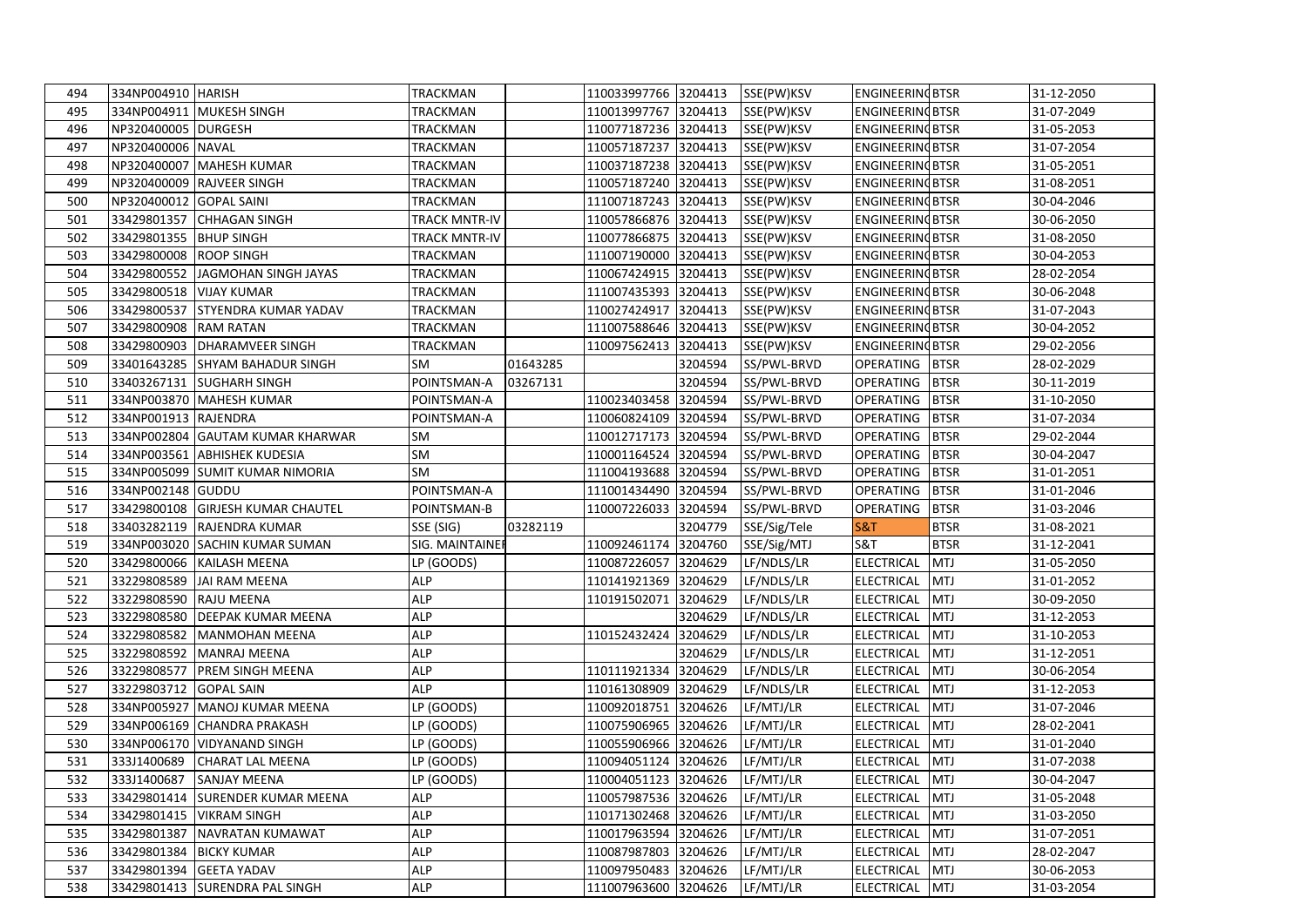| 494 | 334NP004910 | HARISH | TRACKMAN | | 110033997766 | 3204413 | SSE(PW)KSV | ENGINEERING | BTSR | 31-12-2050 |
|---|---|---|---|---|---|---|---|---|---|---|
| 495 | 334NP004911 | MUKESH SINGH | TRACKMAN | | 110013997767 | 3204413 | SSE(PW)KSV | ENGINEERING | BTSR | 31-07-2049 |
| 496 | NP320400005 | DURGESH | TRACKMAN | | 110077187236 | 3204413 | SSE(PW)KSV | ENGINEERING | BTSR | 31-05-2053 |
| 497 | NP320400006 | NAVAL | TRACKMAN | | 110057187237 | 3204413 | SSE(PW)KSV | ENGINEERING | BTSR | 31-07-2054 |
| 498 | NP320400007 | MAHESH KUMAR | TRACKMAN | | 110037187238 | 3204413 | SSE(PW)KSV | ENGINEERING | BTSR | 31-05-2051 |
| 499 | NP320400009 | RAJVEER SINGH | TRACKMAN | | 110057187240 | 3204413 | SSE(PW)KSV | ENGINEERING | BTSR | 31-08-2051 |
| 500 | NP320400012 | GOPAL SAINI | TRACKMAN | | 111007187243 | 3204413 | SSE(PW)KSV | ENGINEERING | BTSR | 30-04-2046 |
| 501 | 33429801357 | CHHAGAN SINGH | TRACK MNTR-IV | | 110057866876 | 3204413 | SSE(PW)KSV | ENGINEERING | BTSR | 30-06-2050 |
| 502 | 33429801355 | BHUP SINGH | TRACK MNTR-IV | | 110077866875 | 3204413 | SSE(PW)KSV | ENGINEERING | BTSR | 31-08-2050 |
| 503 | 33429800008 | ROOP SINGH | TRACKMAN | | 111007190000 | 3204413 | SSE(PW)KSV | ENGINEERING | BTSR | 30-04-2053 |
| 504 | 33429800552 | JAGMOHAN SINGH JAYAS | TRACKMAN | | 110067424915 | 3204413 | SSE(PW)KSV | ENGINEERING | BTSR | 28-02-2054 |
| 505 | 33429800518 | VIJAY KUMAR | TRACKMAN | | 111007435393 | 3204413 | SSE(PW)KSV | ENGINEERING | BTSR | 30-06-2048 |
| 506 | 33429800537 | STYENDRA KUMAR YADAV | TRACKMAN | | 110027424917 | 3204413 | SSE(PW)KSV | ENGINEERING | BTSR | 31-07-2043 |
| 507 | 33429800908 | RAM RATAN | TRACKMAN | | 111007588646 | 3204413 | SSE(PW)KSV | ENGINEERING | BTSR | 30-04-2052 |
| 508 | 33429800903 | DHARAMVEER SINGH | TRACKMAN | | 110097562413 | 3204413 | SSE(PW)KSV | ENGINEERING | BTSR | 29-02-2056 |
| 509 | 33401643285 | SHYAM BAHADUR SINGH | SM | 01643285 | | 3204594 | SS/PWL-BRVD | OPERATING | BTSR | 28-02-2029 |
| 510 | 33403267131 | SUGHARH SINGH | POINTSMAN-A | 03267131 | | 3204594 | SS/PWL-BRVD | OPERATING | BTSR | 30-11-2019 |
| 511 | 334NP003870 | MAHESH KUMAR | POINTSMAN-A | | 110023403458 | 3204594 | SS/PWL-BRVD | OPERATING | BTSR | 31-10-2050 |
| 512 | 334NP001913 | RAJENDRA | POINTSMAN-A | | 110060824109 | 3204594 | SS/PWL-BRVD | OPERATING | BTSR | 31-07-2034 |
| 513 | 334NP002804 | GAUTAM KUMAR KHARWAR | SM | | 110012717173 | 3204594 | SS/PWL-BRVD | OPERATING | BTSR | 29-02-2044 |
| 514 | 334NP003561 | ABHISHEK KUDESIA | SM | | 110001164524 | 3204594 | SS/PWL-BRVD | OPERATING | BTSR | 30-04-2047 |
| 515 | 334NP005099 | SUMIT KUMAR NIMORIA | SM | | 111004193688 | 3204594 | SS/PWL-BRVD | OPERATING | BTSR | 31-01-2051 |
| 516 | 334NP002148 | GUDDU | POINTSMAN-A | | 111001434490 | 3204594 | SS/PWL-BRVD | OPERATING | BTSR | 31-01-2046 |
| 517 | 33429800108 | GIRJESH KUMAR CHAUTEL | POINTSMAN-B | | 110007226033 | 3204594 | SS/PWL-BRVD | OPERATING | BTSR | 31-03-2046 |
| 518 | 33403282119 | RAJENDRA KUMAR | SSE (SIG) | 03282119 | | 3204779 | SSE/Sig/Tele | S&T | BTSR | 31-08-2021 |
| 519 | 334NP003020 | SACHIN KUMAR SUMAN | SIG. MAINTAINER | | 110092461174 | 3204760 | SSE/Sig/MTJ | S&T | BTSR | 31-12-2041 |
| 520 | 33429800066 | KAILASH MEENA | LP (GOODS) | | 110087226057 | 3204629 | LF/NDLS/LR | ELECTRICAL | MTJ | 31-05-2050 |
| 521 | 33229808589 | JAI RAM MEENA | ALP | | 110141921369 | 3204629 | LF/NDLS/LR | ELECTRICAL | MTJ | 31-01-2052 |
| 522 | 33229808590 | RAJU MEENA | ALP | | 110191502071 | 3204629 | LF/NDLS/LR | ELECTRICAL | MTJ | 30-09-2050 |
| 523 | 33229808580 | DEEPAK KUMAR MEENA | ALP | | | 3204629 | LF/NDLS/LR | ELECTRICAL | MTJ | 31-12-2053 |
| 524 | 33229808582 | MANMOHAN MEENA | ALP | | 110152432424 | 3204629 | LF/NDLS/LR | ELECTRICAL | MTJ | 31-10-2053 |
| 525 | 33229808592 | MANRAJ MEENA | ALP | | | 3204629 | LF/NDLS/LR | ELECTRICAL | MTJ | 31-12-2051 |
| 526 | 33229808577 | PREM SINGH MEENA | ALP | | 110111921334 | 3204629 | LF/NDLS/LR | ELECTRICAL | MTJ | 30-06-2054 |
| 527 | 33229803712 | GOPAL SAIN | ALP | | 110161308909 | 3204629 | LF/NDLS/LR | ELECTRICAL | MTJ | 31-12-2053 |
| 528 | 334NP005927 | MANOJ KUMAR MEENA | LP (GOODS) | | 110092018751 | 3204626 | LF/MTJ/LR | ELECTRICAL | MTJ | 31-07-2046 |
| 529 | 334NP006169 | CHANDRA PRAKASH | LP (GOODS) | | 110075906965 | 3204626 | LF/MTJ/LR | ELECTRICAL | MTJ | 28-02-2041 |
| 530 | 334NP006170 | VIDYANAND SINGH | LP (GOODS) | | 110055906966 | 3204626 | LF/MTJ/LR | ELECTRICAL | MTJ | 31-01-2040 |
| 531 | 333J1400689 | CHARAT LAL MEENA | LP (GOODS) | | 110094051124 | 3204626 | LF/MTJ/LR | ELECTRICAL | MTJ | 31-07-2038 |
| 532 | 333J1400687 | SANJAY MEENA | LP (GOODS) | | 110004051123 | 3204626 | LF/MTJ/LR | ELECTRICAL | MTJ | 30-04-2047 |
| 533 | 33429801414 | SURENDER KUMAR MEENA | ALP | | 110057987536 | 3204626 | LF/MTJ/LR | ELECTRICAL | MTJ | 31-05-2048 |
| 534 | 33429801415 | VIKRAM SINGH | ALP | | 110171302468 | 3204626 | LF/MTJ/LR | ELECTRICAL | MTJ | 31-03-2050 |
| 535 | 33429801387 | NAVRATAN KUMAWAT | ALP | | 110017963594 | 3204626 | LF/MTJ/LR | ELECTRICAL | MTJ | 31-07-2051 |
| 536 | 33429801384 | BICKY KUMAR | ALP | | 110087987803 | 3204626 | LF/MTJ/LR | ELECTRICAL | MTJ | 28-02-2047 |
| 537 | 33429801394 | GEETA YADAV | ALP | | 110097950483 | 3204626 | LF/MTJ/LR | ELECTRICAL | MTJ | 30-06-2053 |
| 538 | 33429801413 | SURENDRA PAL SINGH | ALP | | 111007963600 | 3204626 | LF/MTJ/LR | ELECTRICAL | MTJ | 31-03-2054 |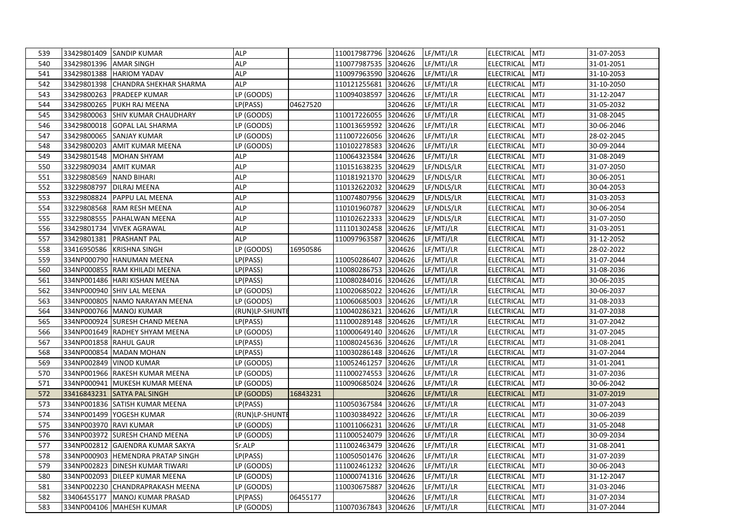| | | | | | | | | | | |
|---|---|---|---|---|---|---|---|---|---|---|
| 539 | 33429801409 | SANDIP KUMAR | ALP | | 110017987796 | 3204626 | LF/MTJ/LR | ELECTRICAL | MTJ | 31-07-2053 |
| 540 | 33429801396 | AMAR SINGH | ALP | | 110077987535 | 3204626 | LF/MTJ/LR | ELECTRICAL | MTJ | 31-01-2051 |
| 541 | 33429801388 | HARIOM YADAV | ALP | | 110097963590 | 3204626 | LF/MTJ/LR | ELECTRICAL | MTJ | 31-10-2053 |
| 542 | 33429801398 | CHANDRA SHEKHAR SHARMA | ALP | | 110121255681 | 3204626 | LF/MTJ/LR | ELECTRICAL | MTJ | 31-10-2050 |
| 543 | 33429800263 | PRADEEP KUMAR | LP (GOODS) | | 110094038597 | 3204626 | LF/MTJ/LR | ELECTRICAL | MTJ | 31-12-2047 |
| 544 | 33429800265 | PUKH RAJ MEENA | LP(PASS) | 04627520 | | 3204626 | LF/MTJ/LR | ELECTRICAL | MTJ | 31-05-2032 |
| 545 | 33429800063 | SHIV KUMAR CHAUDHARY | LP (GOODS) | | 110017226055 | 3204626 | LF/MTJ/LR | ELECTRICAL | MTJ | 31-08-2045 |
| 546 | 33429800018 | GOPAL LAL SHARMA | LP (GOODS) | | 110013659592 | 3204626 | LF/MTJ/LR | ELECTRICAL | MTJ | 30-06-2046 |
| 547 | 33429800065 | SANJAY KUMAR | LP (GOODS) | | 111007226056 | 3204626 | LF/MTJ/LR | ELECTRICAL | MTJ | 28-02-2045 |
| 548 | 33429800203 | AMIT KUMAR MEENA | LP (GOODS) | | 110102278583 | 3204626 | LF/MTJ/LR | ELECTRICAL | MTJ | 30-09-2044 |
| 549 | 33429801548 | MOHAN SHYAM | ALP | | 110064323584 | 3204626 | LF/MTJ/LR | ELECTRICAL | MTJ | 31-08-2049 |
| 550 | 33229809034 | AMIT KUMAR | ALP | | 110151638235 | 3204629 | LF/NDLS/LR | ELECTRICAL | MTJ | 31-07-2050 |
| 551 | 33229808569 | NAND BIHARI | ALP | | 110181921370 | 3204629 | LF/NDLS/LR | ELECTRICAL | MTJ | 30-06-2051 |
| 552 | 33229808797 | DILRAJ MEENA | ALP | | 110132622032 | 3204629 | LF/NDLS/LR | ELECTRICAL | MTJ | 30-04-2053 |
| 553 | 33229808824 | PAPPU LAL MEENA | ALP | | 110074807956 | 3204629 | LF/NDLS/LR | ELECTRICAL | MTJ | 31-03-2053 |
| 554 | 33229808568 | RAM RESH MEENA | ALP | | 110101960787 | 3204629 | LF/NDLS/LR | ELECTRICAL | MTJ | 30-06-2054 |
| 555 | 33229808555 | PAHALWAN MEENA | ALP | | 110102622333 | 3204629 | LF/NDLS/LR | ELECTRICAL | MTJ | 31-07-2050 |
| 556 | 33429801734 | VIVEK AGRAWAL | ALP | | 111101302458 | 3204626 | LF/MTJ/LR | ELECTRICAL | MTJ | 31-03-2051 |
| 557 | 33429801381 | PRASHANT PAL | ALP | | 110097963587 | 3204626 | LF/MTJ/LR | ELECTRICAL | MTJ | 31-12-2052 |
| 558 | 33416950586 | KRISHNA SINGH | LP (GOODS) | 16950586 | | 3204626 | LF/MTJ/LR | ELECTRICAL | MTJ | 28-02-2022 |
| 559 | 334NP000790 | HANUMAN MEENA | LP(PASS) | | 110050286407 | 3204626 | LF/MTJ/LR | ELECTRICAL | MTJ | 31-07-2044 |
| 560 | 334NP000855 | RAM KHILADI MEENA | LP(PASS) | | 110080286753 | 3204626 | LF/MTJ/LR | ELECTRICAL | MTJ | 31-08-2036 |
| 561 | 334NP001486 | HARI KISHAN MEENA | LP(PASS) | | 110080284016 | 3204626 | LF/MTJ/LR | ELECTRICAL | MTJ | 30-06-2035 |
| 562 | 334NP000940 | SHIV LAL MEENA | LP (GOODS) | | 110020685022 | 3204626 | LF/MTJ/LR | ELECTRICAL | MTJ | 30-06-2037 |
| 563 | 334NP000805 | NAMO NARAYAN MEENA | LP (GOODS) | | 110060685003 | 3204626 | LF/MTJ/LR | ELECTRICAL | MTJ | 31-08-2033 |
| 564 | 334NP000766 | MANOJ KUMAR | (RUN)LP-SHUNTE | | 110040286321 | 3204626 | LF/MTJ/LR | ELECTRICAL | MTJ | 31-07-2038 |
| 565 | 334NP000924 | SURESH CHAND MEENA | LP(PASS) | | 111000289148 | 3204626 | LF/MTJ/LR | ELECTRICAL | MTJ | 31-07-2042 |
| 566 | 334NP001649 | RADHEY SHYAM MEENA | LP (GOODS) | | 110000649140 | 3204626 | LF/MTJ/LR | ELECTRICAL | MTJ | 31-07-2045 |
| 567 | 334NP001858 | RAHUL GAUR | LP(PASS) | | 110080245636 | 3204626 | LF/MTJ/LR | ELECTRICAL | MTJ | 31-08-2041 |
| 568 | 334NP000854 | MADAN MOHAN | LP(PASS) | | 110030286148 | 3204626 | LF/MTJ/LR | ELECTRICAL | MTJ | 31-07-2044 |
| 569 | 334NP002849 | VINOD KUMAR | LP (GOODS) | | 110052461257 | 3204626 | LF/MTJ/LR | ELECTRICAL | MTJ | 31-01-2041 |
| 570 | 334NP001966 | RAKESH KUMAR MEENA | LP (GOODS) | | 111000274553 | 3204626 | LF/MTJ/LR | ELECTRICAL | MTJ | 31-07-2036 |
| 571 | 334NP000941 | MUKESH KUMAR MEENA | LP (GOODS) | | 110090685024 | 3204626 | LF/MTJ/LR | ELECTRICAL | MTJ | 30-06-2042 |
| 572 | 33416843231 | SATYA PAL SINGH | LP (GOODS) | 16843231 | | 3204626 | LF/MTJ/LR | ELECTRICAL | MTJ | 31-07-2019 |
| 573 | 334NP001836 | SATISH KUMAR MEENA | LP(PASS) | | 110050367584 | 3204626 | LF/MTJ/LR | ELECTRICAL | MTJ | 31-07-2043 |
| 574 | 334NP001499 | YOGESH KUMAR | (RUN)LP-SHUNTE | | 110030384922 | 3204626 | LF/MTJ/LR | ELECTRICAL | MTJ | 30-06-2039 |
| 575 | 334NP003970 | RAVI KUMAR | LP (GOODS) | | 110011066231 | 3204626 | LF/MTJ/LR | ELECTRICAL | MTJ | 31-05-2048 |
| 576 | 334NP003972 | SURESH CHAND MEENA | LP (GOODS) | | 111000524079 | 3204626 | LF/MTJ/LR | ELECTRICAL | MTJ | 30-09-2034 |
| 577 | 334NP002812 | GAJENDRA KUMAR SAKYA | Sr.ALP | | 111002463479 | 3204626 | LF/MTJ/LR | ELECTRICAL | MTJ | 31-08-2041 |
| 578 | 334NP000903 | HEMENDRA PRATAP SINGH | LP(PASS) | | 110050501476 | 3204626 | LF/MTJ/LR | ELECTRICAL | MTJ | 31-07-2039 |
| 579 | 334NP002823 | DINESH KUMAR TIWARI | LP (GOODS) | | 111002461232 | 3204626 | LF/MTJ/LR | ELECTRICAL | MTJ | 30-06-2043 |
| 580 | 334NP002093 | DILEEP KUMAR MEENA | LP (GOODS) | | 110000741316 | 3204626 | LF/MTJ/LR | ELECTRICAL | MTJ | 31-12-2047 |
| 581 | 334NP002230 | CHANDRAPRAKASH MEENA | LP (GOODS) | | 110030675887 | 3204626 | LF/MTJ/LR | ELECTRICAL | MTJ | 31-03-2046 |
| 582 | 33406455177 | MANOJ KUMAR PRASAD | LP(PASS) | 06455177 | | 3204626 | LF/MTJ/LR | ELECTRICAL | MTJ | 31-07-2034 |
| 583 | 334NP004106 | MAHESH KUMAR | LP (GOODS) | | 110070367843 | 3204626 | LF/MTJ/LR | ELECTRICAL | MTJ | 31-07-2044 |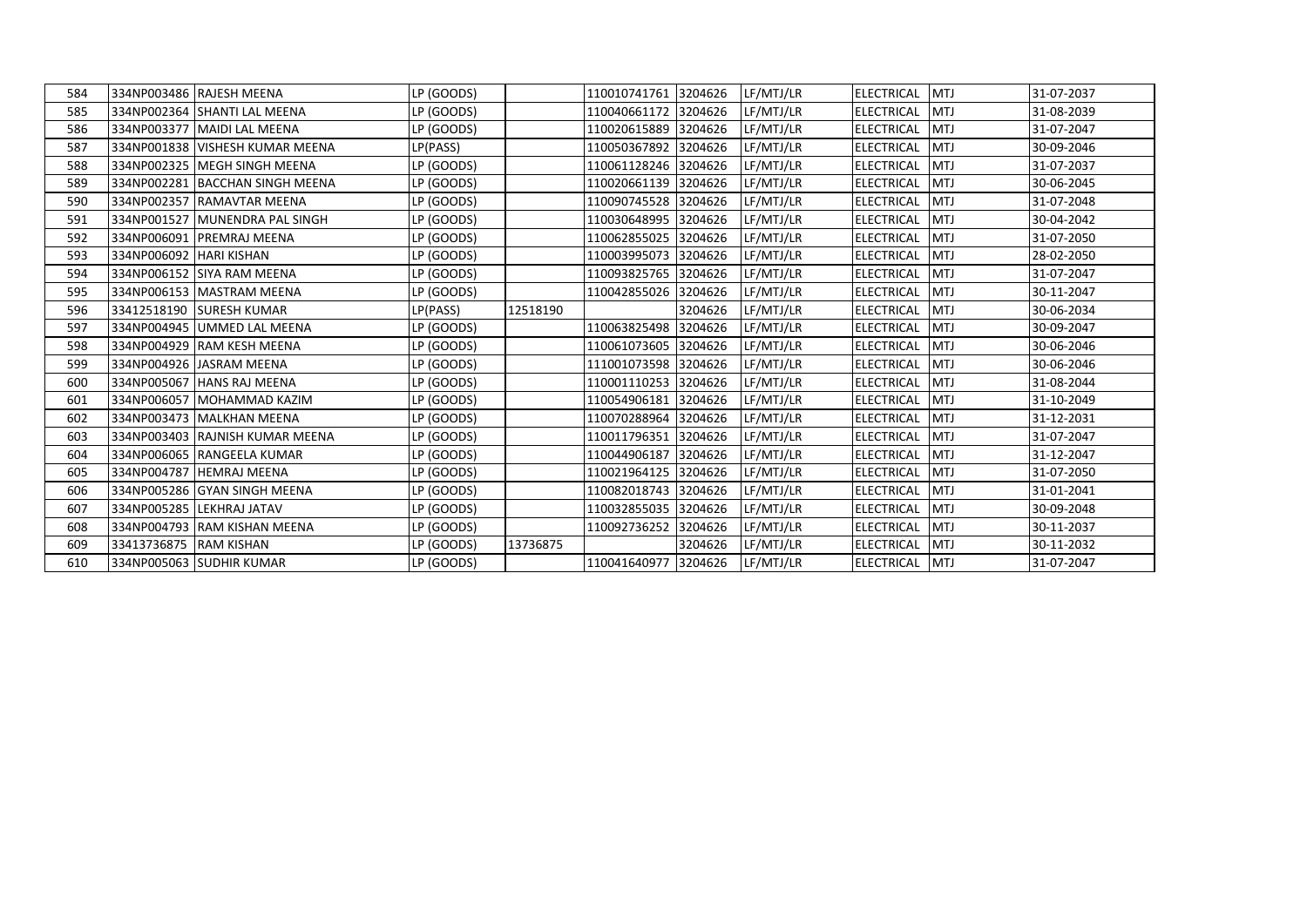| | | | | | | | | | | |
|---|---|---|---|---|---|---|---|---|---|---|
| 584 | 334NP003486 | RAJESH MEENA | LP (GOODS) | | 110010741761 | 3204626 | LF/MTJ/LR | ELECTRICAL | MTJ | 31-07-2037 |
| 585 | 334NP002364 | SHANTI LAL MEENA | LP (GOODS) | | 110040661172 | 3204626 | LF/MTJ/LR | ELECTRICAL | MTJ | 31-08-2039 |
| 586 | 334NP003377 | MAIDI LAL MEENA | LP (GOODS) | | 110020615889 | 3204626 | LF/MTJ/LR | ELECTRICAL | MTJ | 31-07-2047 |
| 587 | 334NP001838 | VISHESH KUMAR MEENA | LP(PASS) | | 110050367892 | 3204626 | LF/MTJ/LR | ELECTRICAL | MTJ | 30-09-2046 |
| 588 | 334NP002325 | MEGH SINGH MEENA | LP (GOODS) | | 110061128246 | 3204626 | LF/MTJ/LR | ELECTRICAL | MTJ | 31-07-2037 |
| 589 | 334NP002281 | BACCHAN SINGH MEENA | LP (GOODS) | | 110020661139 | 3204626 | LF/MTJ/LR | ELECTRICAL | MTJ | 30-06-2045 |
| 590 | 334NP002357 | RAMAVTAR MEENA | LP (GOODS) | | 110090745528 | 3204626 | LF/MTJ/LR | ELECTRICAL | MTJ | 31-07-2048 |
| 591 | 334NP001527 | MUNENDRA PAL SINGH | LP (GOODS) | | 110030648995 | 3204626 | LF/MTJ/LR | ELECTRICAL | MTJ | 30-04-2042 |
| 592 | 334NP006091 | PREMRAJ MEENA | LP (GOODS) | | 110062855025 | 3204626 | LF/MTJ/LR | ELECTRICAL | MTJ | 31-07-2050 |
| 593 | 334NP006092 | HARI KISHAN | LP (GOODS) | | 110003995073 | 3204626 | LF/MTJ/LR | ELECTRICAL | MTJ | 28-02-2050 |
| 594 | 334NP006152 | SIYA RAM MEENA | LP (GOODS) | | 110093825765 | 3204626 | LF/MTJ/LR | ELECTRICAL | MTJ | 31-07-2047 |
| 595 | 334NP006153 | MASTRAM MEENA | LP (GOODS) | | 110042855026 | 3204626 | LF/MTJ/LR | ELECTRICAL | MTJ | 30-11-2047 |
| 596 | 33412518190 | SURESH KUMAR | LP(PASS) | 12518190 | | 3204626 | LF/MTJ/LR | ELECTRICAL | MTJ | 30-06-2034 |
| 597 | 334NP004945 | UMMED LAL MEENA | LP (GOODS) | | 110063825498 | 3204626 | LF/MTJ/LR | ELECTRICAL | MTJ | 30-09-2047 |
| 598 | 334NP004929 | RAM KESH MEENA | LP (GOODS) | | 110061073605 | 3204626 | LF/MTJ/LR | ELECTRICAL | MTJ | 30-06-2046 |
| 599 | 334NP004926 | JASRAM MEENA | LP (GOODS) | | 111001073598 | 3204626 | LF/MTJ/LR | ELECTRICAL | MTJ | 30-06-2046 |
| 600 | 334NP005067 | HANS RAJ MEENA | LP (GOODS) | | 110001110253 | 3204626 | LF/MTJ/LR | ELECTRICAL | MTJ | 31-08-2044 |
| 601 | 334NP006057 | MOHAMMAD KAZIM | LP (GOODS) | | 110054906181 | 3204626 | LF/MTJ/LR | ELECTRICAL | MTJ | 31-10-2049 |
| 602 | 334NP003473 | MALKHAN MEENA | LP (GOODS) | | 110070288964 | 3204626 | LF/MTJ/LR | ELECTRICAL | MTJ | 31-12-2031 |
| 603 | 334NP003403 | RAJNISH KUMAR MEENA | LP (GOODS) | | 110011796351 | 3204626 | LF/MTJ/LR | ELECTRICAL | MTJ | 31-07-2047 |
| 604 | 334NP006065 | RANGEELA KUMAR | LP (GOODS) | | 110044906187 | 3204626 | LF/MTJ/LR | ELECTRICAL | MTJ | 31-12-2047 |
| 605 | 334NP004787 | HEMRAJ MEENA | LP (GOODS) | | 110021964125 | 3204626 | LF/MTJ/LR | ELECTRICAL | MTJ | 31-07-2050 |
| 606 | 334NP005286 | GYAN SINGH MEENA | LP (GOODS) | | 110082018743 | 3204626 | LF/MTJ/LR | ELECTRICAL | MTJ | 31-01-2041 |
| 607 | 334NP005285 | LEKHRAJ JATAV | LP (GOODS) | | 110032855035 | 3204626 | LF/MTJ/LR | ELECTRICAL | MTJ | 30-09-2048 |
| 608 | 334NP004793 | RAM KISHAN MEENA | LP (GOODS) | | 110092736252 | 3204626 | LF/MTJ/LR | ELECTRICAL | MTJ | 30-11-2037 |
| 609 | 33413736875 | RAM KISHAN | LP (GOODS) | 13736875 | | 3204626 | LF/MTJ/LR | ELECTRICAL | MTJ | 30-11-2032 |
| 610 | 334NP005063 | SUDHIR KUMAR | LP (GOODS) | | 110041640977 | 3204626 | LF/MTJ/LR | ELECTRICAL | MTJ | 31-07-2047 |